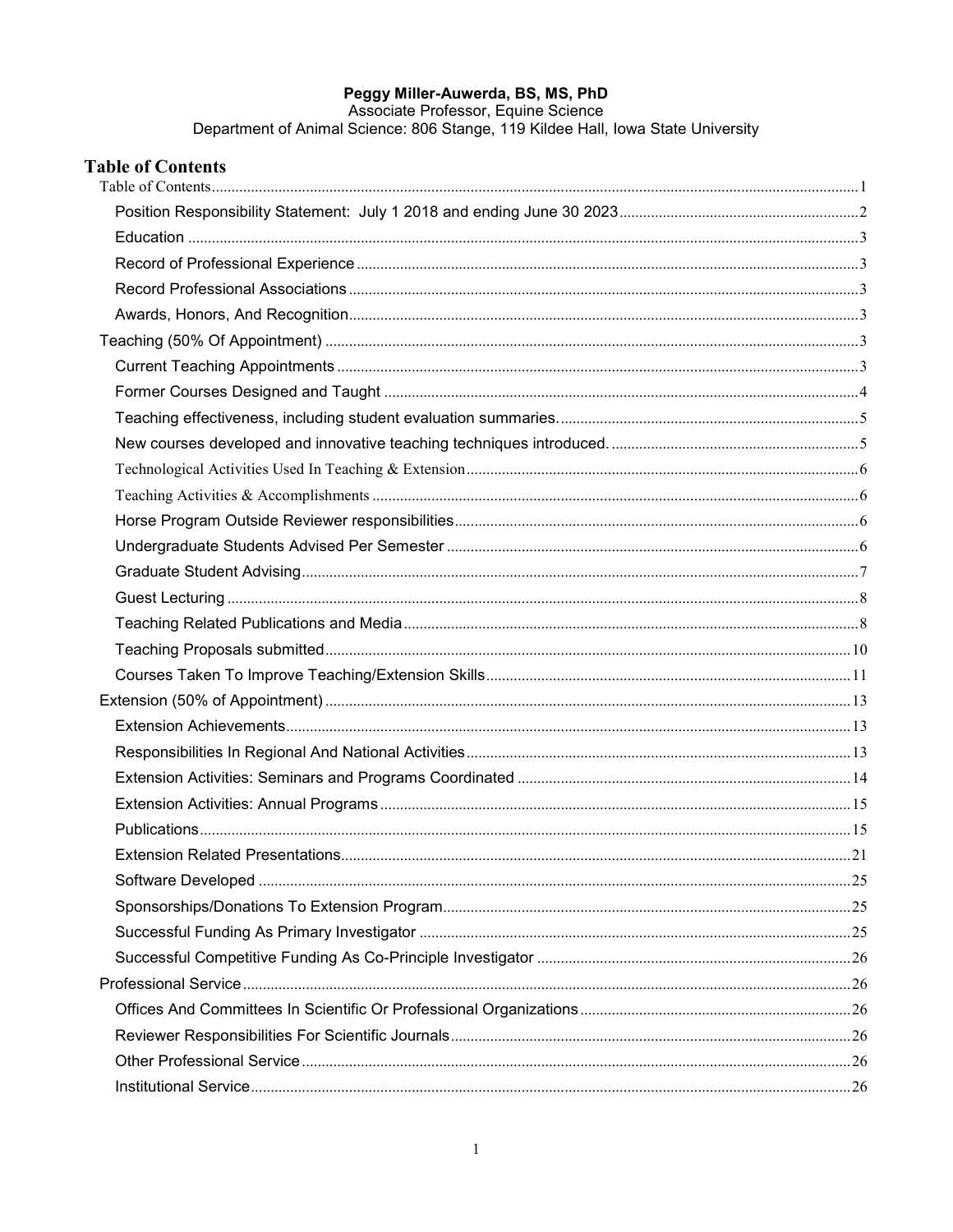**Peggy Miller-Auwerda, BS, MS, PhD**
Associate Professor, Equine Science
Department of Animal Science: 806 Stange, 119 Kildee Hall, Iowa State University

# Table of Contents

- Table of Contents ..... 1
  - Position Responsibility Statement: July 1 2018 and ending June 30 2023 ..... 2
  - Education ..... 3
  - Record of Professional Experience ..... 3
  - Record Professional Associations ..... 3
  - Awards, Honors, And Recognition ..... 3
- Teaching (50% Of Appointment) ..... 3
  - Current Teaching Appointments ..... 3
  - Former Courses Designed and Taught ..... 4
  - Teaching effectiveness, including student evaluation summaries. ..... 5
  - New courses developed and innovative teaching techniques introduced. ..... 5
  - Technological Activities Used In Teaching & Extension ..... 6
  - Teaching Activities & Accomplishments ..... 6
  - Horse Program Outside Reviewer responsibilities ..... 6
  - Undergraduate Students Advised Per Semester ..... 6
  - Graduate Student Advising ..... 7
  - Guest Lecturing ..... 8
  - Teaching Related Publications and Media ..... 8
  - Teaching Proposals submitted ..... 10
  - Courses Taken To Improve Teaching/Extension Skills ..... 11
- Extension (50% of Appointment) ..... 13
  - Extension Achievements ..... 13
  - Responsibilities In Regional And National Activities ..... 13
  - Extension Activities: Seminars and Programs Coordinated ..... 14
  - Extension Activities: Annual Programs ..... 15
  - Publications ..... 15
  - Extension Related Presentations ..... 21
  - Software Developed ..... 25
  - Sponsorships/Donations To Extension Program ..... 25
  - Successful Funding As Primary Investigator ..... 25
  - Successful Competitive Funding As Co-Principle Investigator ..... 26
- Professional Service ..... 26
  - Offices And Committees In Scientific Or Professional Organizations ..... 26
  - Reviewer Responsibilities For Scientific Journals ..... 26
  - Other Professional Service ..... 26
  - Institutional Service ..... 26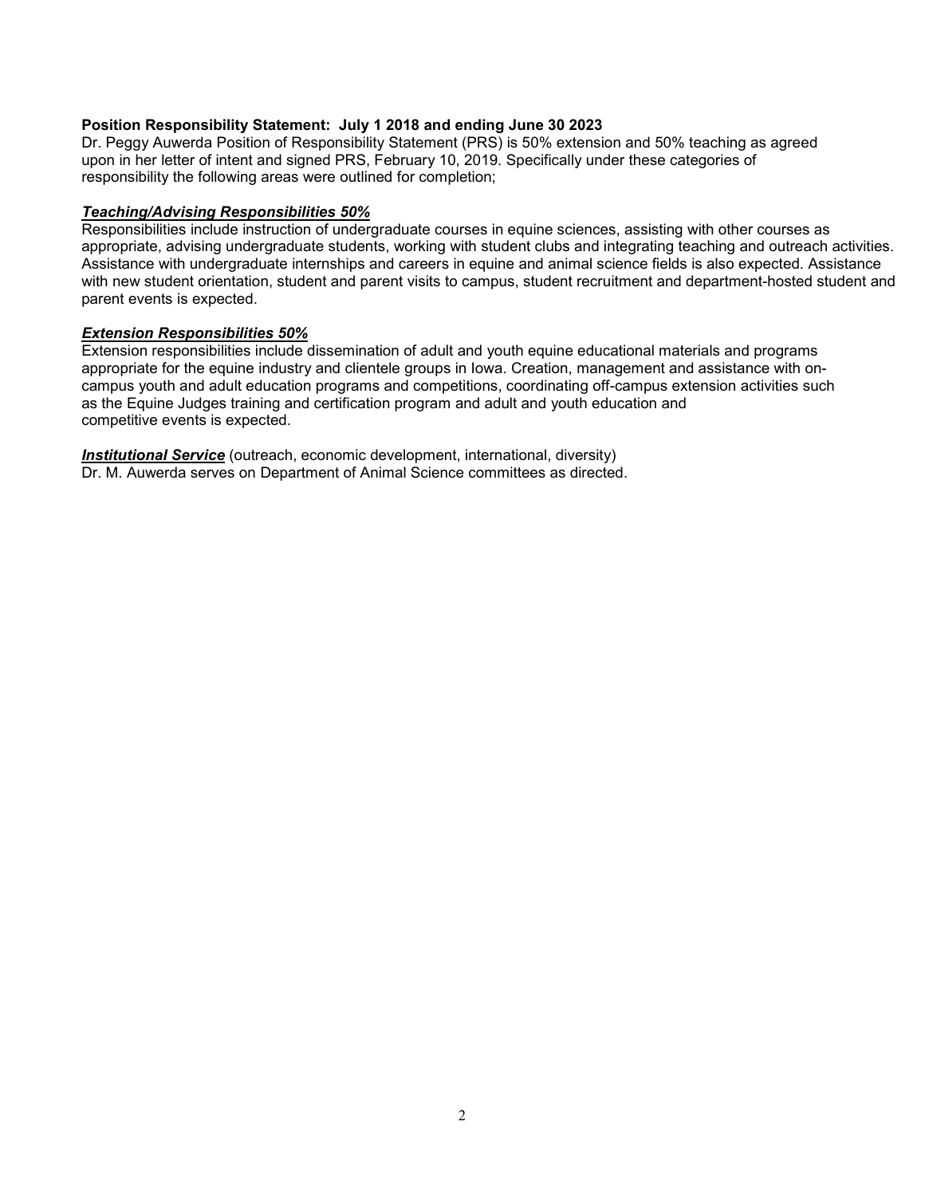**Position Responsibility Statement: July 1 2018 and ending June 30 2023**

Dr. Peggy Auwerda Position of Responsibility Statement (PRS) is 50% extension and 50% teaching as agreed upon in her letter of intent and signed PRS, February 10, 2019. Specifically under these categories of responsibility the following areas were outlined for completion;

***Teaching/Advising Responsibilities 50%***

Responsibilities include instruction of undergraduate courses in equine sciences, assisting with other courses as appropriate, advising undergraduate students, working with student clubs and integrating teaching and outreach activities. Assistance with undergraduate internships and careers in equine and animal science fields is also expected. Assistance with new student orientation, student and parent visits to campus, student recruitment and department-hosted student and parent events is expected.

***Extension Responsibilities 50%***

Extension responsibilities include dissemination of adult and youth equine educational materials and programs appropriate for the equine industry and clientele groups in Iowa. Creation, management and assistance with on-campus youth and adult education programs and competitions, coordinating off-campus extension activities such as the Equine Judges training and certification program and adult and youth education and competitive events is expected.

***Institutional Service*** (outreach, economic development, international, diversity)

Dr. M. Auwerda serves on Department of Animal Science committees as directed.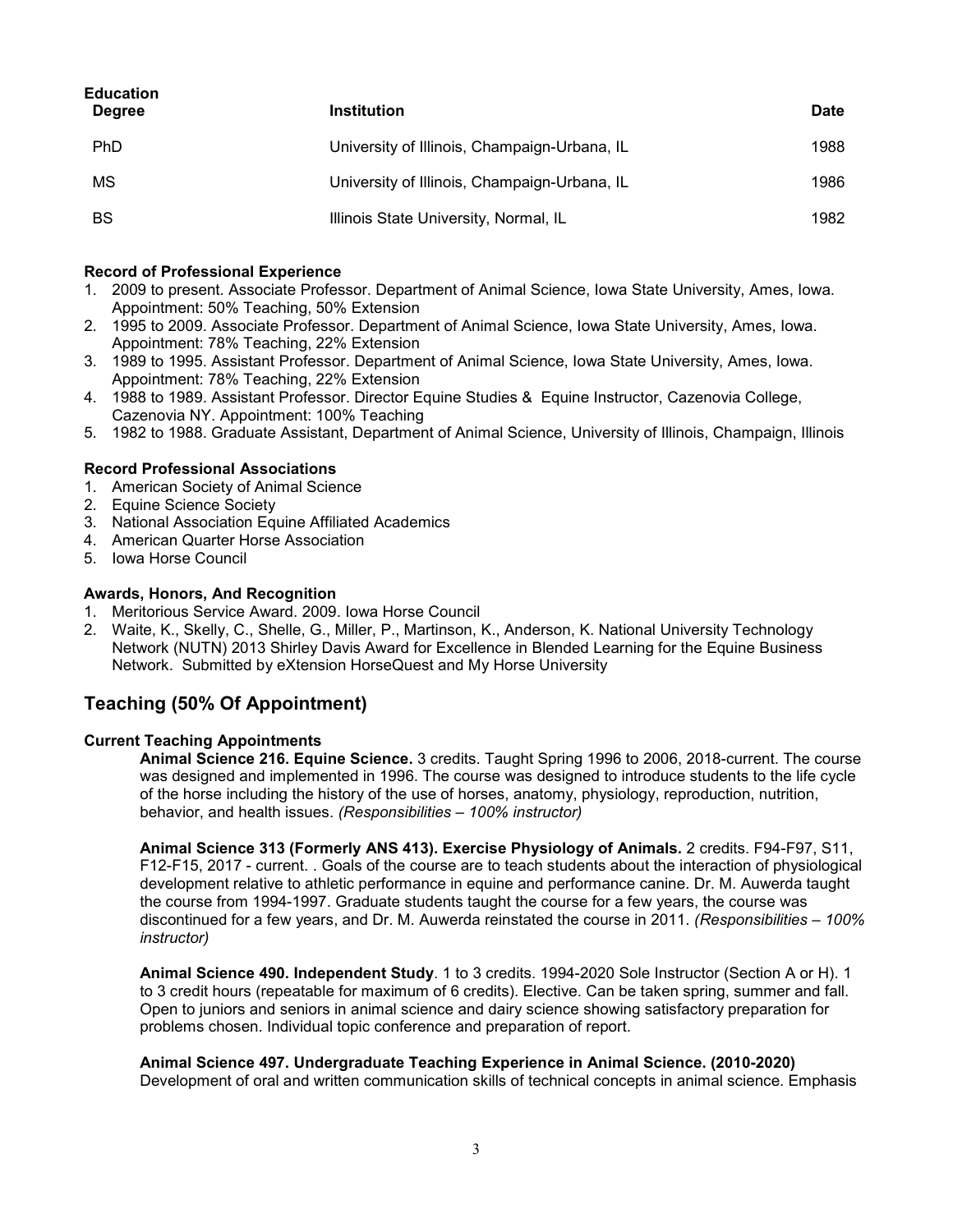**Education**

| Degree | Institution | Date |
|---|---|---|
| PhD | University of Illinois, Champaign-Urbana, IL | 1988 |
| MS | University of Illinois, Champaign-Urbana, IL | 1986 |
| BS | Illinois State University, Normal, IL | 1982 |

**Record of Professional Experience**

1. 2009 to present. Associate Professor. Department of Animal Science, Iowa State University, Ames, Iowa. Appointment: 50% Teaching, 50% Extension
2. 1995 to 2009. Associate Professor. Department of Animal Science, Iowa State University, Ames, Iowa. Appointment: 78% Teaching, 22% Extension
3. 1989 to 1995. Assistant Professor. Department of Animal Science, Iowa State University, Ames, Iowa. Appointment: 78% Teaching, 22% Extension
4. 1988 to 1989. Assistant Professor. Director Equine Studies & Equine Instructor, Cazenovia College, Cazenovia NY. Appointment: 100% Teaching
5. 1982 to 1988. Graduate Assistant, Department of Animal Science, University of Illinois, Champaign, Illinois

**Record Professional Associations**

1. American Society of Animal Science
2. Equine Science Society
3. National Association Equine Affiliated Academics
4. American Quarter Horse Association
5. Iowa Horse Council

**Awards, Honors, And Recognition**

1. Meritorious Service Award. 2009. Iowa Horse Council
2. Waite, K., Skelly, C., Shelle, G., Miller, P., Martinson, K., Anderson, K. National University Technology Network (NUTN) 2013 Shirley Davis Award for Excellence in Blended Learning for the Equine Business Network. Submitted by eXtension HorseQuest and My Horse University

## Teaching (50% Of Appointment)

**Current Teaching Appointments**

**Animal Science 216. Equine Science.** 3 credits. Taught Spring 1996 to 2006, 2018-current. The course was designed and implemented in 1996. The course was designed to introduce students to the life cycle of the horse including the history of the use of horses, anatomy, physiology, reproduction, nutrition, behavior, and health issues. *(Responsibilities – 100% instructor)*

**Animal Science 313 (Formerly ANS 413). Exercise Physiology of Animals.** 2 credits. F94-F97, S11, F12-F15, 2017 - current. . Goals of the course are to teach students about the interaction of physiological development relative to athletic performance in equine and performance canine. Dr. M. Auwerda taught the course from 1994-1997. Graduate students taught the course for a few years, the course was discontinued for a few years, and Dr. M. Auwerda reinstated the course in 2011. *(Responsibilities – 100% instructor)*

**Animal Science 490. Independent Study**. 1 to 3 credits. 1994-2020 Sole Instructor (Section A or H). 1 to 3 credit hours (repeatable for maximum of 6 credits). Elective. Can be taken spring, summer and fall. Open to juniors and seniors in animal science and dairy science showing satisfactory preparation for problems chosen. Individual topic conference and preparation of report.

**Animal Science 497. Undergraduate Teaching Experience in Animal Science. (2010-2020)**
Development of oral and written communication skills of technical concepts in animal science. Emphasis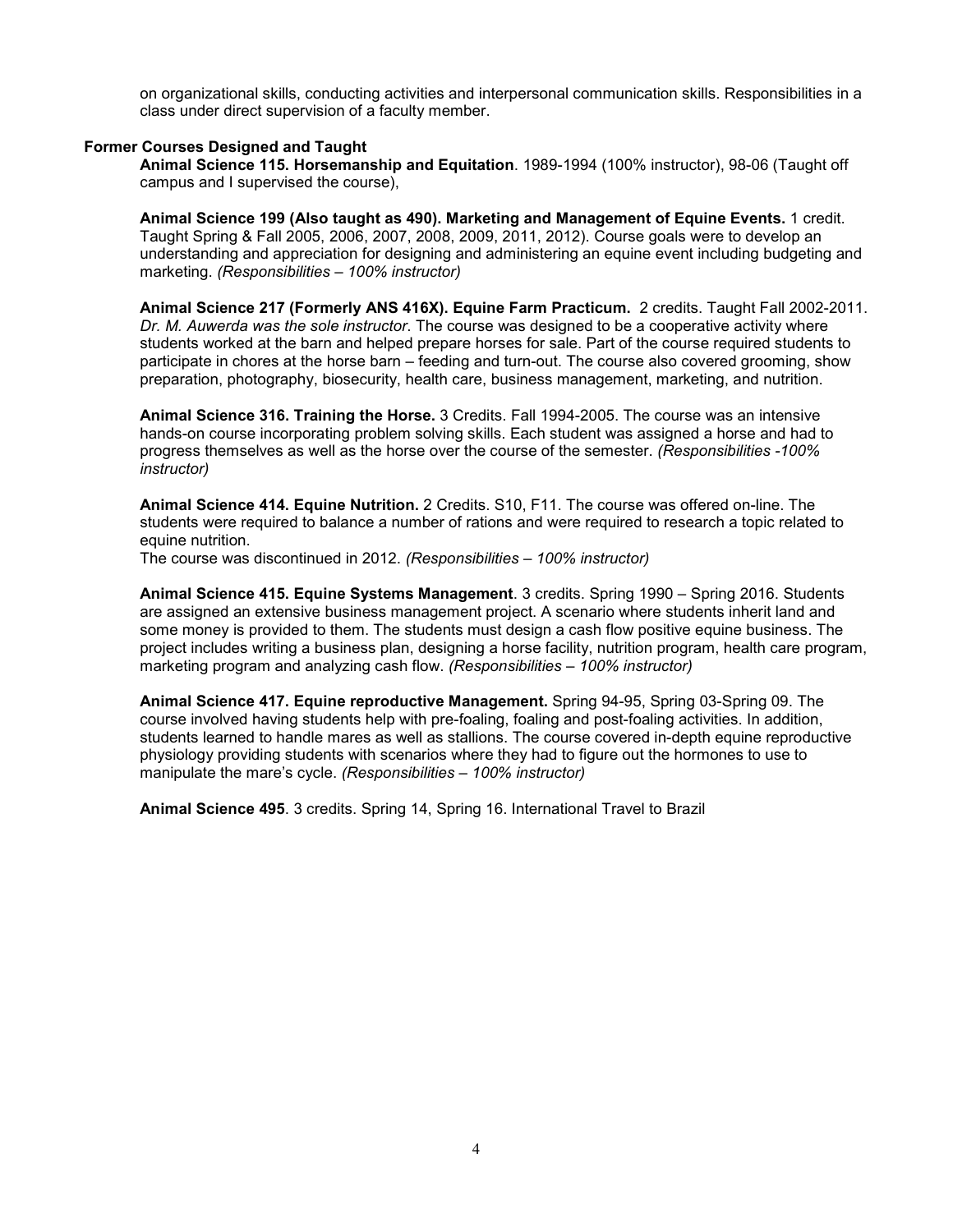on organizational skills, conducting activities and interpersonal communication skills. Responsibilities in a class under direct supervision of a faculty member.

### Former Courses Designed and Taught

**Animal Science 115. Horsemanship and Equitation**. 1989-1994 (100% instructor), 98-06 (Taught off campus and I supervised the course),

**Animal Science 199 (Also taught as 490). Marketing and Management of Equine Events.** 1 credit. Taught Spring & Fall 2005, 2006, 2007, 2008, 2009, 2011, 2012). Course goals were to develop an understanding and appreciation for designing and administering an equine event including budgeting and marketing. *(Responsibilities – 100% instructor)*

**Animal Science 217 (Formerly ANS 416X). Equine Farm Practicum.** 2 credits. Taught Fall 2002-2011. *Dr. M. Auwerda was the sole instructor*. The course was designed to be a cooperative activity where students worked at the barn and helped prepare horses for sale. Part of the course required students to participate in chores at the horse barn – feeding and turn-out. The course also covered grooming, show preparation, photography, biosecurity, health care, business management, marketing, and nutrition.

**Animal Science 316. Training the Horse.** 3 Credits. Fall 1994-2005. The course was an intensive hands-on course incorporating problem solving skills. Each student was assigned a horse and had to progress themselves as well as the horse over the course of the semester. *(Responsibilities -100% instructor)*

**Animal Science 414. Equine Nutrition.** 2 Credits. S10, F11. The course was offered on-line. The students were required to balance a number of rations and were required to research a topic related to equine nutrition.
The course was discontinued in 2012. *(Responsibilities – 100% instructor)*

**Animal Science 415. Equine Systems Management**. 3 credits. Spring 1990 – Spring 2016. Students are assigned an extensive business management project. A scenario where students inherit land and some money is provided to them. The students must design a cash flow positive equine business. The project includes writing a business plan, designing a horse facility, nutrition program, health care program, marketing program and analyzing cash flow. *(Responsibilities – 100% instructor)*

**Animal Science 417. Equine reproductive Management.** Spring 94-95, Spring 03-Spring 09. The course involved having students help with pre-foaling, foaling and post-foaling activities. In addition, students learned to handle mares as well as stallions. The course covered in-depth equine reproductive physiology providing students with scenarios where they had to figure out the hormones to use to manipulate the mare's cycle. *(Responsibilities – 100% instructor)*

**Animal Science 495**. 3 credits. Spring 14, Spring 16. International Travel to Brazil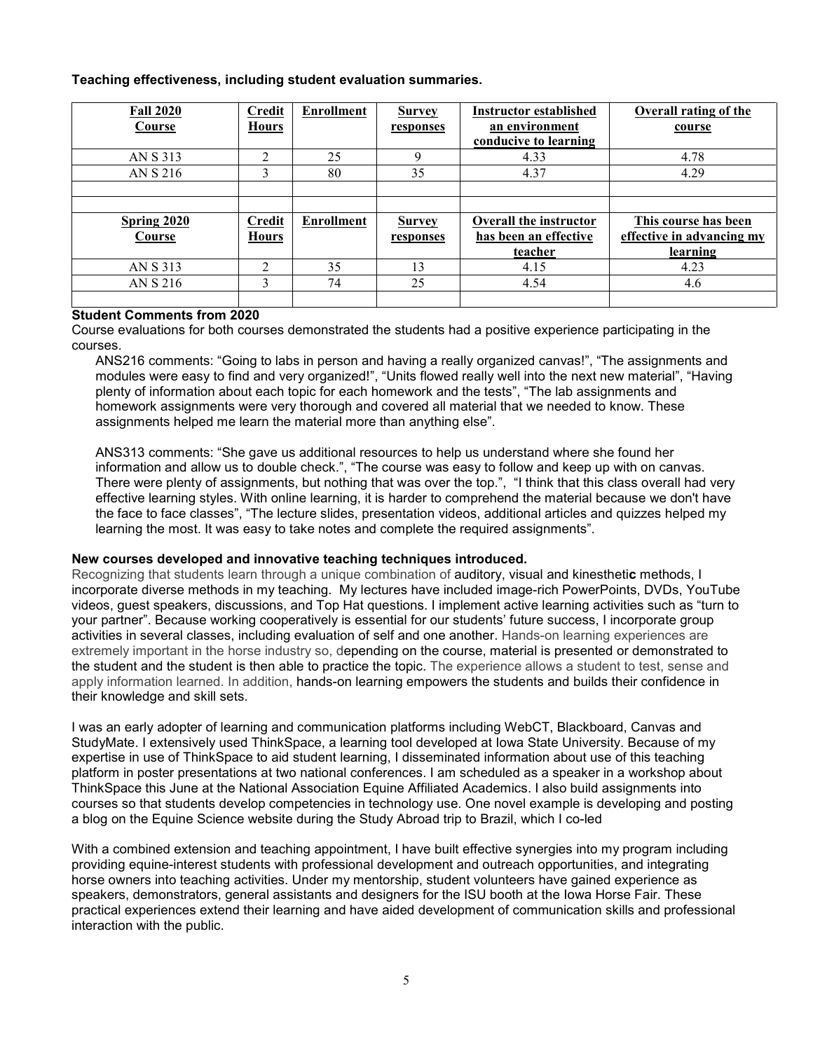**Teaching effectiveness, including student evaluation summaries.**

| Fall 2020 Course | Credit Hours | Enrollment | Survey responses | Instructor established an environment conducive to learning | Overall rating of the course |
|---|---|---|---|---|---|
| AN S 313 | 2 | 25 | 9 | 4.33 | 4.78 |
| AN S 216 | 3 | 80 | 35 | 4.37 | 4.29 |
| | | | | | |
| | | | | | |
| **Spring 2020 Course** | **Credit Hours** | **Enrollment** | **Survey responses** | **Overall the instructor has been an effective teacher** | **This course has been effective in advancing my learning** |
| AN S 313 | 2 | 35 | 13 | 4.15 | 4.23 |
| AN S 216 | 3 | 74 | 25 | 4.54 | 4.6 |
| | | | | | |

**Student Comments from 2020**

Course evaluations for both courses demonstrated the students had a positive experience participating in the courses.

ANS216 comments: "Going to labs in person and having a really organized canvas!", "The assignments and modules were easy to find and very organized!", "Units flowed really well into the next new material", "Having plenty of information about each topic for each homework and the tests", "The lab assignments and homework assignments were very thorough and covered all material that we needed to know. These assignments helped me learn the material more than anything else".

ANS313 comments: "She gave us additional resources to help us understand where she found her information and allow us to double check.", "The course was easy to follow and keep up with on canvas. There were plenty of assignments, but nothing that was over the top.", "I think that this class overall had very effective learning styles. With online learning, it is harder to comprehend the material because we don't have the face to face classes", "The lecture slides, presentation videos, additional articles and quizzes helped my learning the most. It was easy to take notes and complete the required assignments".

**New courses developed and innovative teaching techniques introduced.**

Recognizing that students learn through a unique combination of auditory, visual and kinesthetic methods, I incorporate diverse methods in my teaching. My lectures have included image-rich PowerPoints, DVDs, YouTube videos, guest speakers, discussions, and Top Hat questions. I implement active learning activities such as "turn to your partner". Because working cooperatively is essential for our students' future success, I incorporate group activities in several classes, including evaluation of self and one another. Hands-on learning experiences are extremely important in the horse industry so, depending on the course, material is presented or demonstrated to the student and the student is then able to practice the topic. The experience allows a student to test, sense and apply information learned. In addition, hands-on learning empowers the students and builds their confidence in their knowledge and skill sets.

I was an early adopter of learning and communication platforms including WebCT, Blackboard, Canvas and StudyMate. I extensively used ThinkSpace, a learning tool developed at Iowa State University. Because of my expertise in use of ThinkSpace to aid student learning, I disseminated information about use of this teaching platform in poster presentations at two national conferences. I am scheduled as a speaker in a workshop about ThinkSpace this June at the National Association Equine Affiliated Academics. I also build assignments into courses so that students develop competencies in technology use. One novel example is developing and posting a blog on the Equine Science website during the Study Abroad trip to Brazil, which I co-led

With a combined extension and teaching appointment, I have built effective synergies into my program including providing equine-interest students with professional development and outreach opportunities, and integrating horse owners into teaching activities. Under my mentorship, student volunteers have gained experience as speakers, demonstrators, general assistants and designers for the ISU booth at the Iowa Horse Fair. These practical experiences extend their learning and have aided development of communication skills and professional interaction with the public.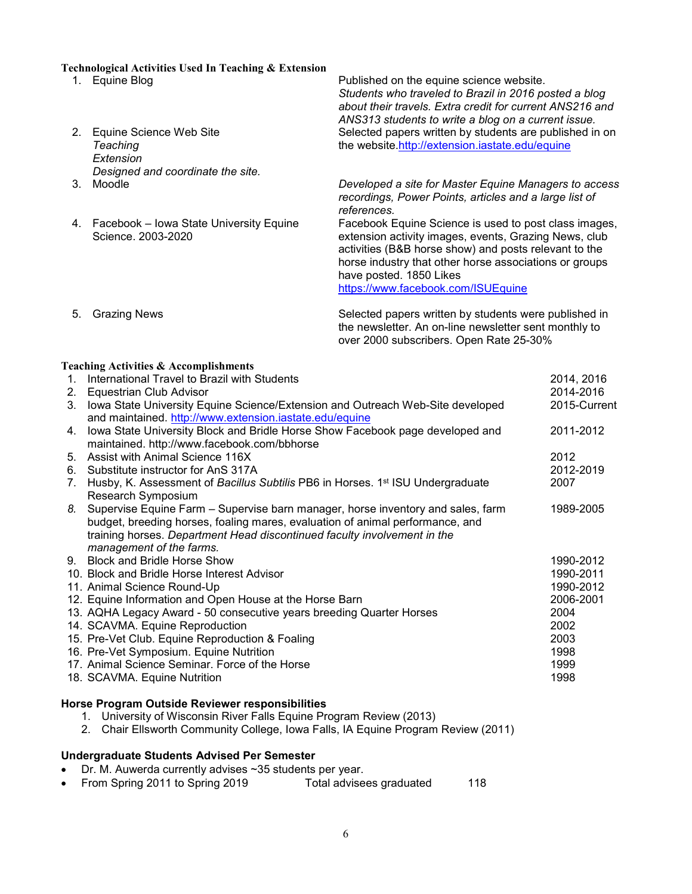**Technological Activities Used In Teaching & Extension**

| | Activity | Description |
|---|---|---|
| 1. | Equine Blog | Published on the equine science website. *Students who traveled to Brazil in 2016 posted a blog about their travels. Extra credit for current ANS216 and ANS313 students to write a blog on a current issue.* |
| 2. | Equine Science Web Site *Teaching* *Extension* *Designed and coordinate the site.* | Selected papers written by students are published in on the website.[http://extension.iastate.edu/equine](http://extension.iastate.edu/equine) |
| 3. | Moodle | *Developed a site for Master Equine Managers to access recordings, Power Points, articles and a large list of references.* |
| 4. | Facebook – Iowa State University Equine Science. 2003-2020 | Facebook Equine Science is used to post class images, extension activity images, events, Grazing News, club activities (B&B horse show) and posts relevant to the horse industry that other horse associations or groups have posted. 1850 Likes [https://www.facebook.com/ISUEquine](https://www.facebook.com/ISUEquine) |
| 5. | Grazing News | Selected papers written by students were published in the newsletter. An on-line newsletter sent monthly to over 2000 subscribers. Open Rate 25-30% |

**Teaching Activities & Accomplishments**

| | Activity | Year |
|---|---|---|
| 1. | International Travel to Brazil with Students | 2014, 2016 |
| 2. | Equestrian Club Advisor | 2014-2016 |
| 3. | Iowa State University Equine Science/Extension and Outreach Web-Site developed and maintained. [http://www.extension.iastate.edu/equine](http://www.extension.iastate.edu/equine) | 2015-Current |
| 4. | Iowa State University Block and Bridle Horse Show Facebook page developed and maintained. http://www.facebook.com/bbhorse | 2011-2012 |
| 5. | Assist with Animal Science 116X | 2012 |
| 6. | Substitute instructor for AnS 317A | 2012-2019 |
| 7. | Husby, K. Assessment of *Bacillus Subtilis* PB6 in Horses. 1st ISU Undergraduate Research Symposium | 2007 |
| *8.* | Supervise Equine Farm – Supervise barn manager, horse inventory and sales, farm budget, breeding horses, foaling mares, evaluation of animal performance, and training horses. *Department Head discontinued faculty involvement in the management of the farms.* | 1989-2005 |
| 9. | Block and Bridle Horse Show | 1990-2012 |
| 10. | Block and Bridle Horse Interest Advisor | 1990-2011 |
| 11. | Animal Science Round-Up | 1990-2012 |
| 12. | Equine Information and Open House at the Horse Barn | 2006-2001 |
| 13. | AQHA Legacy Award - 50 consecutive years breeding Quarter Horses | 2004 |
| 14. | SCAVMA. Equine Reproduction | 2002 |
| 15. | Pre-Vet Club. Equine Reproduction & Foaling | 2003 |
| 16. | Pre-Vet Symposium. Equine Nutrition | 1998 |
| 17. | Animal Science Seminar. Force of the Horse | 1999 |
| 18. | SCAVMA. Equine Nutrition | 1998 |

**Horse Program Outside Reviewer responsibilities**

1. University of Wisconsin River Falls Equine Program Review (2013)
2. Chair Ellsworth Community College, Iowa Falls, IA Equine Program Review (2011)

**Undergraduate Students Advised Per Semester**

- Dr. M. Auwerda currently advises ~35 students per year.
- From Spring 2011 to Spring 2019 Total advisees graduated 118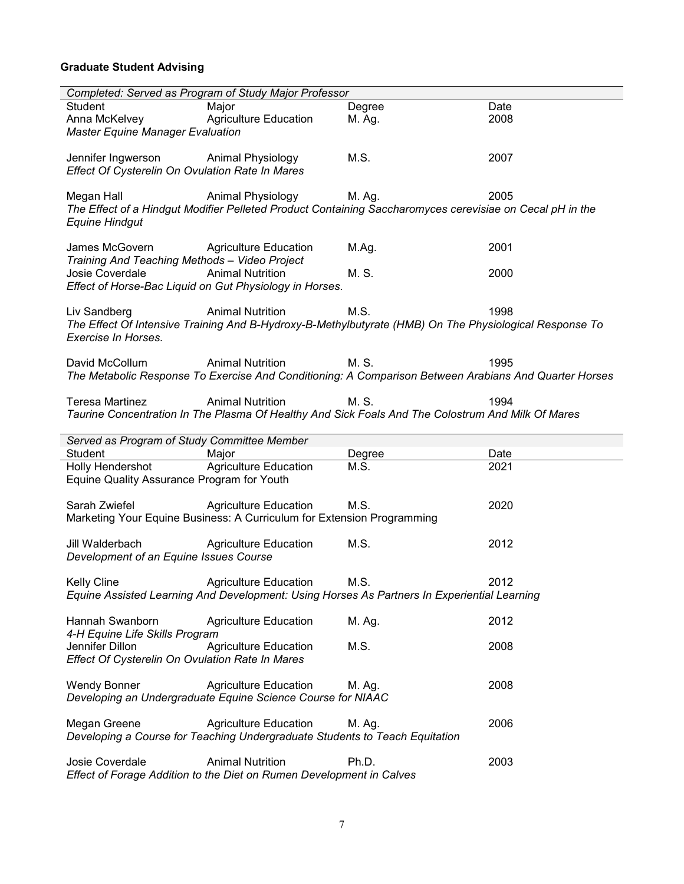**Graduate Student Advising**

*Completed: Served as Program of Study Major Professor*

| Student | Major | Degree | Date |
|---|---|---|---|
| Anna McKelvey | Agriculture Education | M. Ag. | 2008 |

*Master Equine Manager Evaluation*

| | | | |
|---|---|---|---|
| Jennifer Ingwerson | Animal Physiology | M.S. | 2007 |

*Effect Of Cysterelin On Ovulation Rate In Mares*

| | | | |
|---|---|---|---|
| Megan Hall | Animal Physiology | M. Ag. | 2005 |

*The Effect of a Hindgut Modifier Pelleted Product Containing Saccharomyces cerevisiae on Cecal pH in the Equine Hindgut*

| | | | |
|---|---|---|---|
| James McGovern | Agriculture Education | M.Ag. | 2001 |

*Training And Teaching Methods – Video Project*

| | | | |
|---|---|---|---|
| Josie Coverdale | Animal Nutrition | M. S. | 2000 |

*Effect of Horse-Bac Liquid on Gut Physiology in Horses.*

| | | | |
|---|---|---|---|
| Liv Sandberg | Animal Nutrition | M.S. | 1998 |

*The Effect Of Intensive Training And B-Hydroxy-B-Methylbutyrate (HMB) On The Physiological Response To Exercise In Horses.*

| | | | |
|---|---|---|---|
| David McCollum | Animal Nutrition | M. S. | 1995 |

*The Metabolic Response To Exercise And Conditioning: A Comparison Between Arabians And Quarter Horses*

| | | | |
|---|---|---|---|
| Teresa Martinez | Animal Nutrition | M. S. | 1994 |

*Taurine Concentration In The Plasma Of Healthy And Sick Foals And The Colostrum And Milk Of Mares*

*Served as Program of Study Committee Member*

| Student | Major | Degree | Date |
|---|---|---|---|
| Holly Hendershot | Agriculture Education | M.S. | 2021 |

Equine Quality Assurance Program for Youth

| | | | |
|---|---|---|---|
| Sarah Zwiefel | Agriculture Education | M.S. | 2020 |

Marketing Your Equine Business: A Curriculum for Extension Programming

| | | | |
|---|---|---|---|
| Jill Walderbach | Agriculture Education | M.S. | 2012 |

*Development of an Equine Issues Course*

| | | | |
|---|---|---|---|
| Kelly Cline | Agriculture Education | M.S. | 2012 |

*Equine Assisted Learning And Development: Using Horses As Partners In Experiential Learning*

| | | | |
|---|---|---|---|
| Hannah Swanborn | Agriculture Education | M. Ag. | 2012 |

*4-H Equine Life Skills Program*

| | | | |
|---|---|---|---|
| Jennifer Dillon | Agriculture Education | M.S. | 2008 |

*Effect Of Cysterelin On Ovulation Rate In Mares*

| | | | |
|---|---|---|---|
| Wendy Bonner | Agriculture Education | M. Ag. | 2008 |

*Developing an Undergraduate Equine Science Course for NIAAC*

| | | | |
|---|---|---|---|
| Megan Greene | Agriculture Education | M. Ag. | 2006 |

*Developing a Course for Teaching Undergraduate Students to Teach Equitation*

| | | | |
|---|---|---|---|
| Josie Coverdale | Animal Nutrition | Ph.D. | 2003 |

*Effect of Forage Addition to the Diet on Rumen Development in Calves*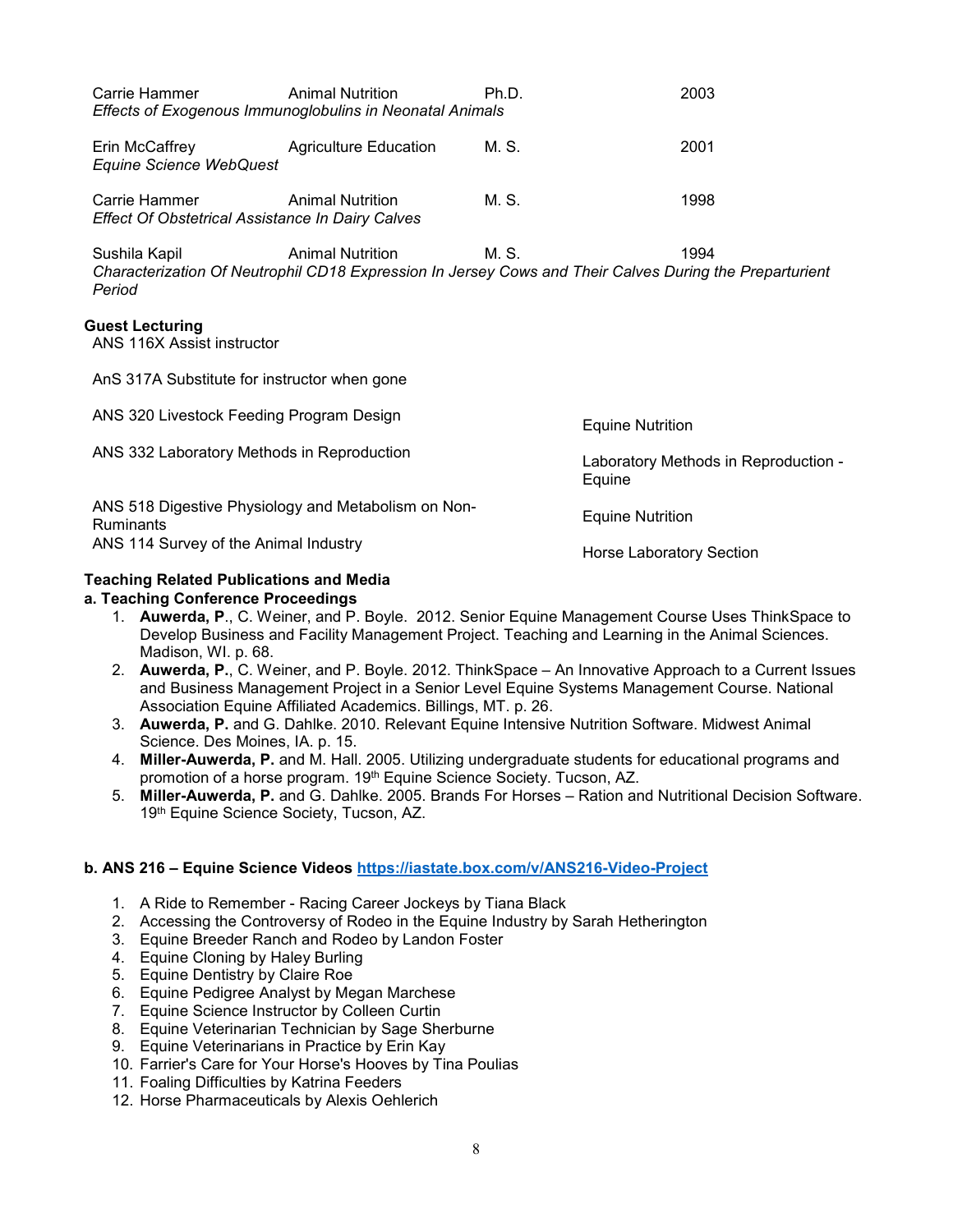| | | | |
|---|---|---|---|
| Carrie Hammer | Animal Nutrition | Ph.D. | 2003 |
| *Effects of Exogenous Immunoglobulins in Neonatal Animals* | | | |
| Erin McCaffrey | Agriculture Education | M. S. | 2001 |
| *Equine Science WebQuest* | | | |
| Carrie Hammer | Animal Nutrition | M. S. | 1998 |
| *Effect Of Obstetrical Assistance In Dairy Calves* | | | |
| Sushila Kapil | Animal Nutrition | M. S. | 1994 |
| *Characterization Of Neutrophil CD18 Expression In Jersey Cows and Their Calves During the Preparturient Period* | | | |

**Guest Lecturing**

| | |
|---|---|
| ANS 116X Assist instructor | |
| AnS 317A Substitute for instructor when gone | |
| ANS 320 Livestock Feeding Program Design | Equine Nutrition |
| ANS 332 Laboratory Methods in Reproduction | Laboratory Methods in Reproduction - Equine |
| ANS 518 Digestive Physiology and Metabolism on Non-Ruminants | Equine Nutrition |
| ANS 114 Survey of the Animal Industry | Horse Laboratory Section |

**Teaching Related Publications and Media**

**a. Teaching Conference Proceedings**

1. **Auwerda, P**., C. Weiner, and P. Boyle. 2012. Senior Equine Management Course Uses ThinkSpace to Develop Business and Facility Management Project. Teaching and Learning in the Animal Sciences. Madison, WI. p. 68.
2. **Auwerda, P.**, C. Weiner, and P. Boyle. 2012. ThinkSpace – An Innovative Approach to a Current Issues and Business Management Project in a Senior Level Equine Systems Management Course. National Association Equine Affiliated Academics. Billings, MT. p. 26.
3. **Auwerda, P.** and G. Dahlke. 2010. Relevant Equine Intensive Nutrition Software. Midwest Animal Science. Des Moines, IA. p. 15.
4. **Miller-Auwerda, P.** and M. Hall. 2005. Utilizing undergraduate students for educational programs and promotion of a horse program. 19th Equine Science Society. Tucson, AZ.
5. **Miller-Auwerda, P.** and G. Dahlke. 2005. Brands For Horses – Ration and Nutritional Decision Software. 19th Equine Science Society, Tucson, AZ.

**b. ANS 216 – Equine Science Videos [https://iastate.box.com/v/ANS216-Video-Project](https://iastate.box.com/v/ANS216-Video-Project)**

1. A Ride to Remember - Racing Career Jockeys by Tiana Black
2. Accessing the Controversy of Rodeo in the Equine Industry by Sarah Hetherington
3. Equine Breeder Ranch and Rodeo by Landon Foster
4. Equine Cloning by Haley Burling
5. Equine Dentistry by Claire Roe
6. Equine Pedigree Analyst by Megan Marchese
7. Equine Science Instructor by Colleen Curtin
8. Equine Veterinarian Technician by Sage Sherburne
9. Equine Veterinarians in Practice by Erin Kay
10. Farrier's Care for Your Horse's Hooves by Tina Poulias
11. Foaling Difficulties by Katrina Feeders
12. Horse Pharmaceuticals by Alexis Oehlerich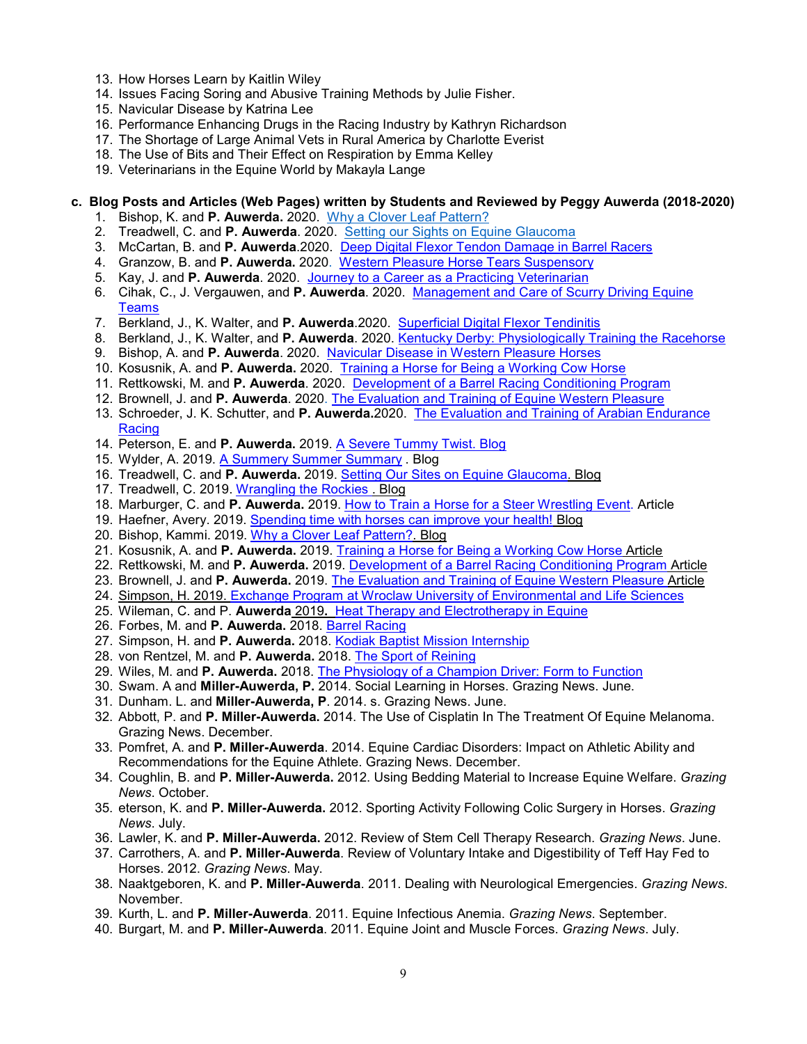13. How Horses Learn by Kaitlin Wiley
14. Issues Facing Soring and Abusive Training Methods by Julie Fisher.
15. Navicular Disease by Katrina Lee
16. Performance Enhancing Drugs in the Racing Industry by Kathryn Richardson
17. The Shortage of Large Animal Vets in Rural America by Charlotte Everist
18. The Use of Bits and Their Effect on Respiration by Emma Kelley
19. Veterinarians in the Equine World by Makayla Lange

**c. Blog Posts and Articles (Web Pages) written by Students and Reviewed by Peggy Auwerda (2018-2020)**

1. Bishop, K. and **P. Auwerda.** 2020. Why a Clover Leaf Pattern?
2. Treadwell, C. and **P. Auwerda**. 2020. Setting our Sights on Equine Glaucoma
3. McCartan, B. and **P. Auwerda**.2020. Deep Digital Flexor Tendon Damage in Barrel Racers
4. Granzow, B. and **P. Auwerda.** 2020. Western Pleasure Horse Tears Suspensory
5. Kay, J. and **P. Auwerda**. 2020. Journey to a Career as a Practicing Veterinarian
6. Cihak, C., J. Vergauwen, and **P. Auwerda**. 2020. Management and Care of Scurry Driving Equine Teams
7. Berkland, J., K. Walter, and **P. Auwerda**.2020. Superficial Digital Flexor Tendinitis
8. Berkland, J., K. Walter, and **P. Auwerda**. 2020. Kentucky Derby: Physiologically Training the Racehorse
9. Bishop, A. and **P. Auwerda**. 2020. Navicular Disease in Western Pleasure Horses
10. Kosusnik, A. and **P. Auwerda.** 2020. Training a Horse for Being a Working Cow Horse
11. Rettkowski, M. and **P. Auwerda**. 2020. Development of a Barrel Racing Conditioning Program
12. Brownell, J. and **P. Auwerda**. 2020. The Evaluation and Training of Equine Western Pleasure
13. Schroeder, J. K. Schutter, and **P. Auwerda.**2020. The Evaluation and Training of Arabian Endurance Racing
14. Peterson, E. and **P. Auwerda.** 2019. A Severe Tummy Twist. Blog
15. Wylder, A. 2019. A Summery Summer Summary . Blog
16. Treadwell, C. and **P. Auwerda.** 2019. Setting Our Sites on Equine Glaucoma. Blog
17. Treadwell, C. 2019. Wrangling the Rockies . Blog
18. Marburger, C. and **P. Auwerda.** 2019. How to Train a Horse for a Steer Wrestling Event. Article
19. Haefner, Avery. 2019. Spending time with horses can improve your health! Blog
20. Bishop, Kammi. 2019. Why a Clover Leaf Pattern?. Blog
21. Kosusnik, A. and **P. Auwerda.** 2019. Training a Horse for Being a Working Cow Horse Article
22. Rettkowski, M. and **P. Auwerda.** 2019. Development of a Barrel Racing Conditioning Program Article
23. Brownell, J. and **P. Auwerda.** 2019. The Evaluation and Training of Equine Western Pleasure Article
24. Simpson, H. 2019. Exchange Program at Wroclaw University of Environmental and Life Sciences
25. Wileman, C. and P. **Auwerda** 2019**.** Heat Therapy and Electrotherapy in Equine
26. Forbes, M. and **P. Auwerda.** 2018. Barrel Racing
27. Simpson, H. and **P. Auwerda.** 2018. Kodiak Baptist Mission Internship
28. von Rentzel, M. and **P. Auwerda.** 2018. The Sport of Reining
29. Wiles, M. and **P. Auwerda.** 2018. The Physiology of a Champion Driver: Form to Function
30. Swam. A and **Miller-Auwerda, P.** 2014. Social Learning in Horses. Grazing News. June.
31. Dunham. L. and **Miller-Auwerda, P**. 2014. s. Grazing News. June.
32. Abbott, P. and **P. Miller-Auwerda.** 2014. The Use of Cisplatin In The Treatment Of Equine Melanoma. Grazing News. December.
33. Pomfret, A. and **P. Miller-Auwerda**. 2014. Equine Cardiac Disorders: Impact on Athletic Ability and Recommendations for the Equine Athlete. Grazing News. December.
34. Coughlin, B. and **P. Miller-Auwerda.** 2012. Using Bedding Material to Increase Equine Welfare. *Grazing News*. October.
35. eterson, K. and **P. Miller-Auwerda.** 2012. Sporting Activity Following Colic Surgery in Horses. *Grazing News*. July.
36. Lawler, K. and **P. Miller-Auwerda.** 2012. Review of Stem Cell Therapy Research. *Grazing News*. June.
37. Carrothers, A. and **P. Miller-Auwerda**. Review of Voluntary Intake and Digestibility of Teff Hay Fed to Horses. 2012. *Grazing News*. May.
38. Naaktgeboren, K. and **P. Miller-Auwerda**. 2011. Dealing with Neurological Emergencies. *Grazing News*. November.
39. Kurth, L. and **P. Miller-Auwerda**. 2011. Equine Infectious Anemia. *Grazing News*. September.
40. Burgart, M. and **P. Miller-Auwerda**. 2011. Equine Joint and Muscle Forces. *Grazing News*. July.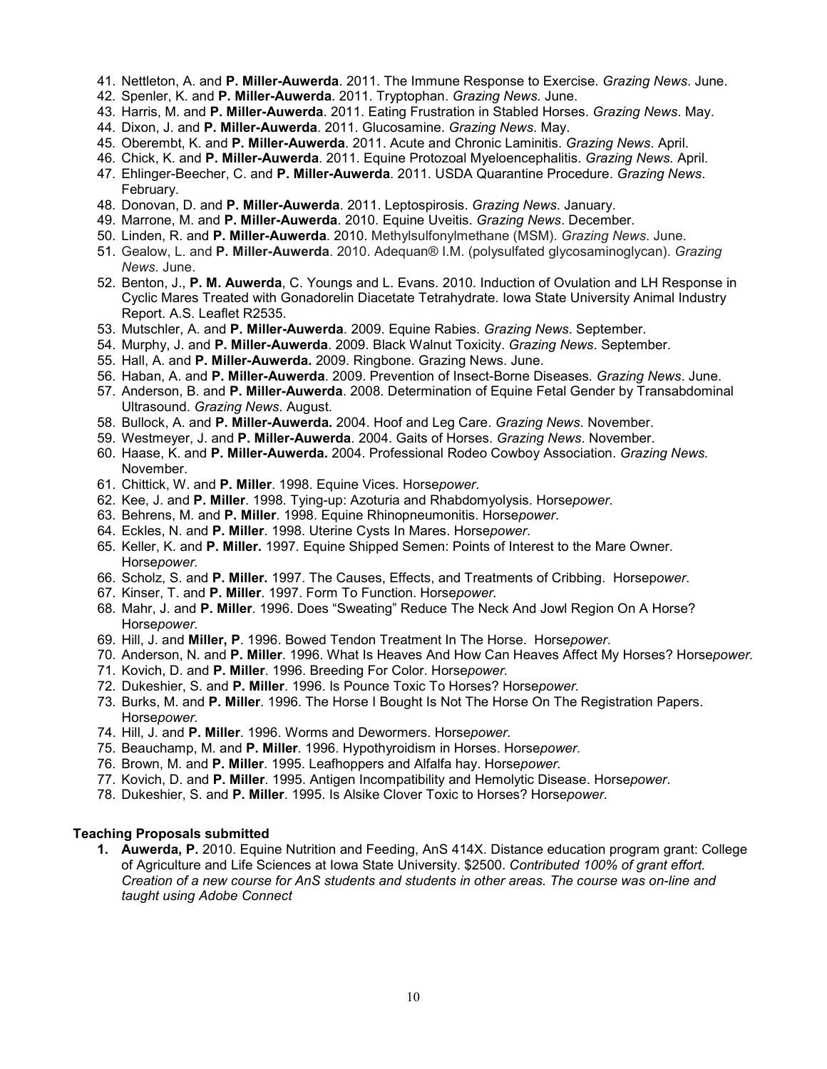41. Nettleton, A. and **P. Miller-Auwerda**. 2011. The Immune Response to Exercise. *Grazing News*. June.
42. Spenler, K. and **P. Miller-Auwerda**. 2011. Tryptophan. *Grazing News.* June.
43. Harris, M. and **P. Miller-Auwerda**. 2011. Eating Frustration in Stabled Horses. *Grazing News*. May.
44. Dixon, J. and **P. Miller-Auwerda**. 2011. Glucosamine. *Grazing News*. May.
45. Oberembt, K. and **P. Miller-Auwerda**. 2011. Acute and Chronic Laminitis. *Grazing News*. April.
46. Chick, K. and **P. Miller-Auwerda**. 2011. Equine Protozoal Myeloencephalitis. *Grazing News.* April.
47. Ehlinger-Beecher, C. and **P. Miller-Auwerda**. 2011. USDA Quarantine Procedure. *Grazing News*. February.
48. Donovan, D. and **P. Miller-Auwerda**. 2011. Leptospirosis. *Grazing News.* January.
49. Marrone, M. and **P. Miller-Auwerda**. 2010. Equine Uveitis. *Grazing News*. December.
50. Linden, R. and **P. Miller-Auwerda**. 2010. Methylsulfonylmethane (MSM). *Grazing News.* June.
51. Gealow, L. and **P. Miller-Auwerda**. 2010. Adequan® I.M. (polysulfated glycosaminoglycan). *Grazing News.* June.
52. Benton, J., **P. M. Auwerda**, C. Youngs and L. Evans. 2010. Induction of Ovulation and LH Response in Cyclic Mares Treated with Gonadorelin Diacetate Tetrahydrate. Iowa State University Animal Industry Report. A.S. Leaflet R2535.
53. Mutschler, A. and **P. Miller-Auwerda**. 2009. Equine Rabies. *Grazing News*. September.
54. Murphy, J. and **P. Miller-Auwerda**. 2009. Black Walnut Toxicity. *Grazing News*. September.
55. Hall, A. and **P. Miller-Auwerda.** 2009. Ringbone. Grazing News. June.
56. Haban, A. and **P. Miller-Auwerda**. 2009. Prevention of Insect-Borne Diseases*. Grazing News*. June.
57. Anderson, B. and **P. Miller-Auwerda**. 2008. Determination of Equine Fetal Gender by Transabdominal Ultrasound. *Grazing News.* August.
58. Bullock, A. and **P. Miller-Auwerda.** 2004. Hoof and Leg Care. *Grazing News*. November.
59. Westmeyer, J. and **P. Miller-Auwerda**. 2004. Gaits of Horses. *Grazing News*. November.
60. Haase, K. and **P. Miller-Auwerda.** 2004. Professional Rodeo Cowboy Association. *Grazing News.* November.
61. Chittick, W. and **P. Miller**. 1998. Equine Vices. Horse*power*.
62. Kee, J. and **P. Miller**. 1998. Tying-up: Azoturia and Rhabdomyolysis. Horse*power*.
63. Behrens, M. and **P. Miller**. 1998. Equine Rhinopneumonitis. Horse*power*.
64. Eckles, N. and **P. Miller**. 1998. Uterine Cysts In Mares. Horse*power*.
65. Keller, K. and **P. Miller.** 1997. Equine Shipped Semen: Points of Interest to the Mare Owner. Horse*power.*
66. Scholz, S. and **P. Miller.** 1997. The Causes, Effects, and Treatments of Cribbing. Horsep*ower.*
67. Kinser, T. and **P. Miller**. 1997. Form To Function. Horse*power.*
68. Mahr, J. and **P. Miller**. 1996. Does "Sweating" Reduce The Neck And Jowl Region On A Horse? Horse*power.*
69. Hill, J. and **Miller, P**. 1996. Bowed Tendon Treatment In The Horse. Horse*power*.
70. Anderson, N. and **P. Miller**. 1996. What Is Heaves And How Can Heaves Affect My Horses? Horse*power.*
71. Kovich, D. and **P. Miller**. 1996. Breeding For Color. Horse*power.*
72. Dukeshier, S. and **P. Miller**. 1996. Is Pounce Toxic To Horses? Horse*power.*
73. Burks, M. and **P. Miller**. 1996. The Horse I Bought Is Not The Horse On The Registration Papers. Horse*power.*
74. Hill, J. and **P. Miller**. 1996. Worms and Dewormers. Horse*power.*
75. Beauchamp, M. and **P. Miller**. 1996. Hypothyroidism in Horses. Horse*power.*
76. Brown, M. and **P. Miller**. 1995. Leafhoppers and Alfalfa hay. Horse*power.*
77. Kovich, D. and **P. Miller**. 1995. Antigen Incompatibility and Hemolytic Disease. Horse*power*.
78. Dukeshier, S. and **P. Miller**. 1995. Is Alsike Clover Toxic to Horses? Horse*power.*

**Teaching Proposals submitted**

1. **Auwerda, P.** 2010. Equine Nutrition and Feeding, AnS 414X. Distance education program grant: College of Agriculture and Life Sciences at Iowa State University. $2500. *Contributed 100% of grant effort. Creation of a new course for AnS students and students in other areas. The course was on-line and taught using Adobe Connect*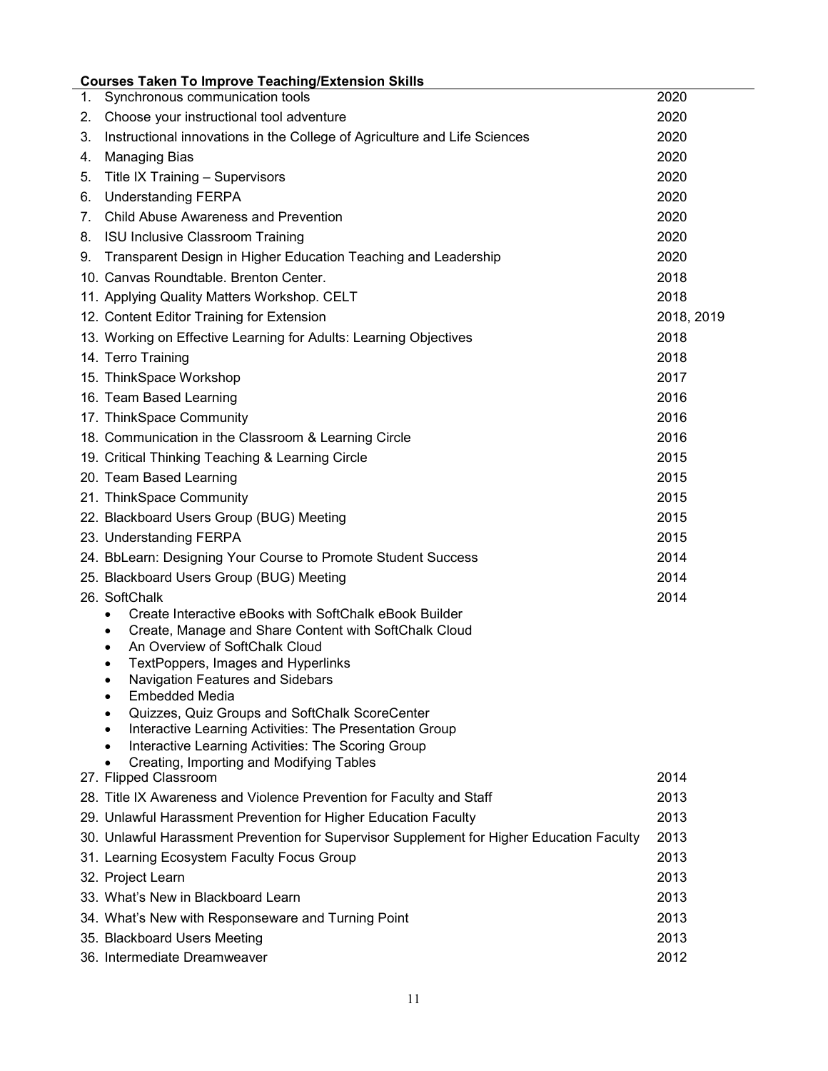**Courses Taken To Improve Teaching/Extension Skills**

| | |
|---|---|
| 1. Synchronous communication tools | 2020 |
| 2. Choose your instructional tool adventure | 2020 |
| 3. Instructional innovations in the College of Agriculture and Life Sciences | 2020 |
| 4. Managing Bias | 2020 |
| 5. Title IX Training – Supervisors | 2020 |
| 6. Understanding FERPA | 2020 |
| 7. Child Abuse Awareness and Prevention | 2020 |
| 8. ISU Inclusive Classroom Training | 2020 |
| 9. Transparent Design in Higher Education Teaching and Leadership | 2020 |
| 10. Canvas Roundtable. Brenton Center. | 2018 |
| 11. Applying Quality Matters Workshop. CELT | 2018 |
| 12. Content Editor Training for Extension | 2018, 2019 |
| 13. Working on Effective Learning for Adults: Learning Objectives | 2018 |
| 14. Terro Training | 2018 |
| 15. ThinkSpace Workshop | 2017 |
| 16. Team Based Learning | 2016 |
| 17. ThinkSpace Community | 2016 |
| 18. Communication in the Classroom & Learning Circle | 2016 |
| 19. Critical Thinking Teaching & Learning Circle | 2015 |
| 20. Team Based Learning | 2015 |
| 21. ThinkSpace Community | 2015 |
| 22. Blackboard Users Group (BUG) Meeting | 2015 |
| 23. Understanding FERPA | 2015 |
| 24. BbLearn: Designing Your Course to Promote Student Success | 2014 |
| 25. Blackboard Users Group (BUG) Meeting | 2014 |
| 26. SoftChalk<br>• Create Interactive eBooks with SoftChalk eBook Builder<br>• Create, Manage and Share Content with SoftChalk Cloud<br>• An Overview of SoftChalk Cloud<br>• TextPoppers, Images and Hyperlinks<br>• Navigation Features and Sidebars<br>• Embedded Media<br>• Quizzes, Quiz Groups and SoftChalk ScoreCenter<br>• Interactive Learning Activities: The Presentation Group<br>• Interactive Learning Activities: The Scoring Group<br>• Creating, Importing and Modifying Tables | 2014 |
| 27. Flipped Classroom | 2014 |
| 28. Title IX Awareness and Violence Prevention for Faculty and Staff | 2013 |
| 29. Unlawful Harassment Prevention for Higher Education Faculty | 2013 |
| 30. Unlawful Harassment Prevention for Supervisor Supplement for Higher Education Faculty | 2013 |
| 31. Learning Ecosystem Faculty Focus Group | 2013 |
| 32. Project Learn | 2013 |
| 33. What's New in Blackboard Learn | 2013 |
| 34. What's New with Responseware and Turning Point | 2013 |
| 35. Blackboard Users Meeting | 2013 |
| 36. Intermediate Dreamweaver | 2012 |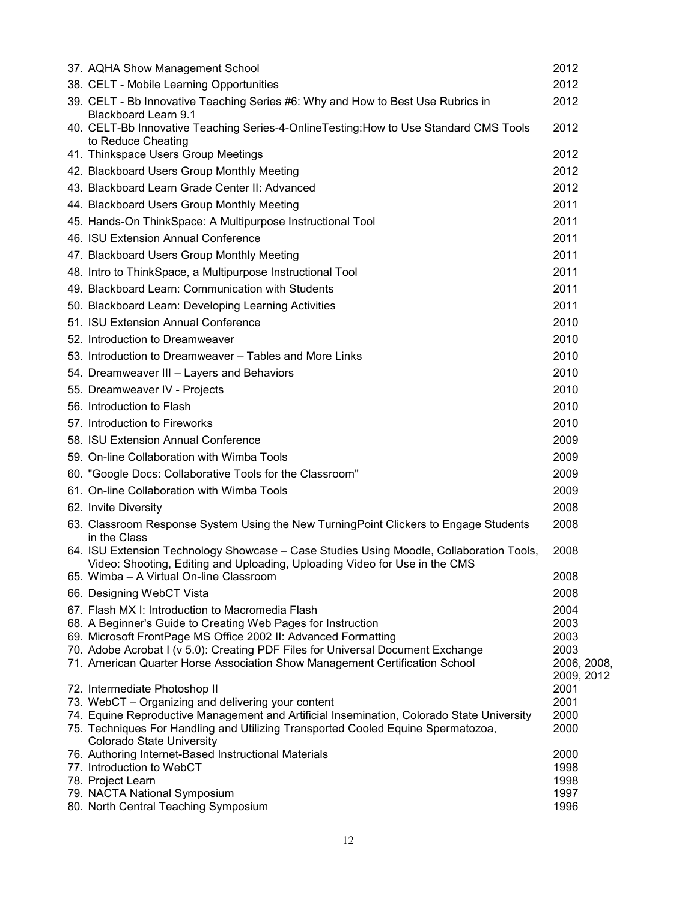| | |
|---|---|
| 37. AQHA Show Management School | 2012 |
| 38. CELT - Mobile Learning Opportunities | 2012 |
| 39. CELT - Bb Innovative Teaching Series #6: Why and How to Best Use Rubrics in Blackboard Learn 9.1 | 2012 |
| 40. CELT-Bb Innovative Teaching Series-4-OnlineTesting:How to Use Standard CMS Tools to Reduce Cheating | 2012 |
| 41. Thinkspace Users Group Meetings | 2012 |
| 42. Blackboard Users Group Monthly Meeting | 2012 |
| 43. Blackboard Learn Grade Center II: Advanced | 2012 |
| 44. Blackboard Users Group Monthly Meeting | 2011 |
| 45. Hands-On ThinkSpace: A Multipurpose Instructional Tool | 2011 |
| 46. ISU Extension Annual Conference | 2011 |
| 47. Blackboard Users Group Monthly Meeting | 2011 |
| 48. Intro to ThinkSpace, a Multipurpose Instructional Tool | 2011 |
| 49. Blackboard Learn: Communication with Students | 2011 |
| 50. Blackboard Learn: Developing Learning Activities | 2011 |
| 51. ISU Extension Annual Conference | 2010 |
| 52. Introduction to Dreamweaver | 2010 |
| 53. Introduction to Dreamweaver – Tables and More Links | 2010 |
| 54. Dreamweaver III – Layers and Behaviors | 2010 |
| 55. Dreamweaver IV - Projects | 2010 |
| 56. Introduction to Flash | 2010 |
| 57. Introduction to Fireworks | 2010 |
| 58. ISU Extension Annual Conference | 2009 |
| 59. On-line Collaboration with Wimba Tools | 2009 |
| 60. "Google Docs: Collaborative Tools for the Classroom" | 2009 |
| 61. On-line Collaboration with Wimba Tools | 2009 |
| 62. Invite Diversity | 2008 |
| 63. Classroom Response System Using the New TurningPoint Clickers to Engage Students in the Class | 2008 |
| 64. ISU Extension Technology Showcase – Case Studies Using Moodle, Collaboration Tools, Video: Shooting, Editing and Uploading, Uploading Video for Use in the CMS | 2008 |
| 65. Wimba – A Virtual On-line Classroom | 2008 |
| 66. Designing WebCT Vista | 2008 |
| 67. Flash MX I: Introduction to Macromedia Flash | 2004 |
| 68. A Beginner's Guide to Creating Web Pages for Instruction | 2003 |
| 69. Microsoft FrontPage MS Office 2002 II: Advanced Formatting | 2003 |
| 70. Adobe Acrobat I (v 5.0): Creating PDF Files for Universal Document Exchange | 2003 |
| 71. American Quarter Horse Association Show Management Certification School | 2006, 2008, 2009, 2012 |
| 72. Intermediate Photoshop II | 2001 |
| 73. WebCT – Organizing and delivering your content | 2001 |
| 74. Equine Reproductive Management and Artificial Insemination, Colorado State University | 2000 |
| 75. Techniques For Handling and Utilizing Transported Cooled Equine Spermatozoa, Colorado State University | 2000 |
| 76. Authoring Internet-Based Instructional Materials | 2000 |
| 77. Introduction to WebCT | 1998 |
| 78. Project Learn | 1998 |
| 79. NACTA National Symposium | 1997 |
| 80. North Central Teaching Symposium | 1996 |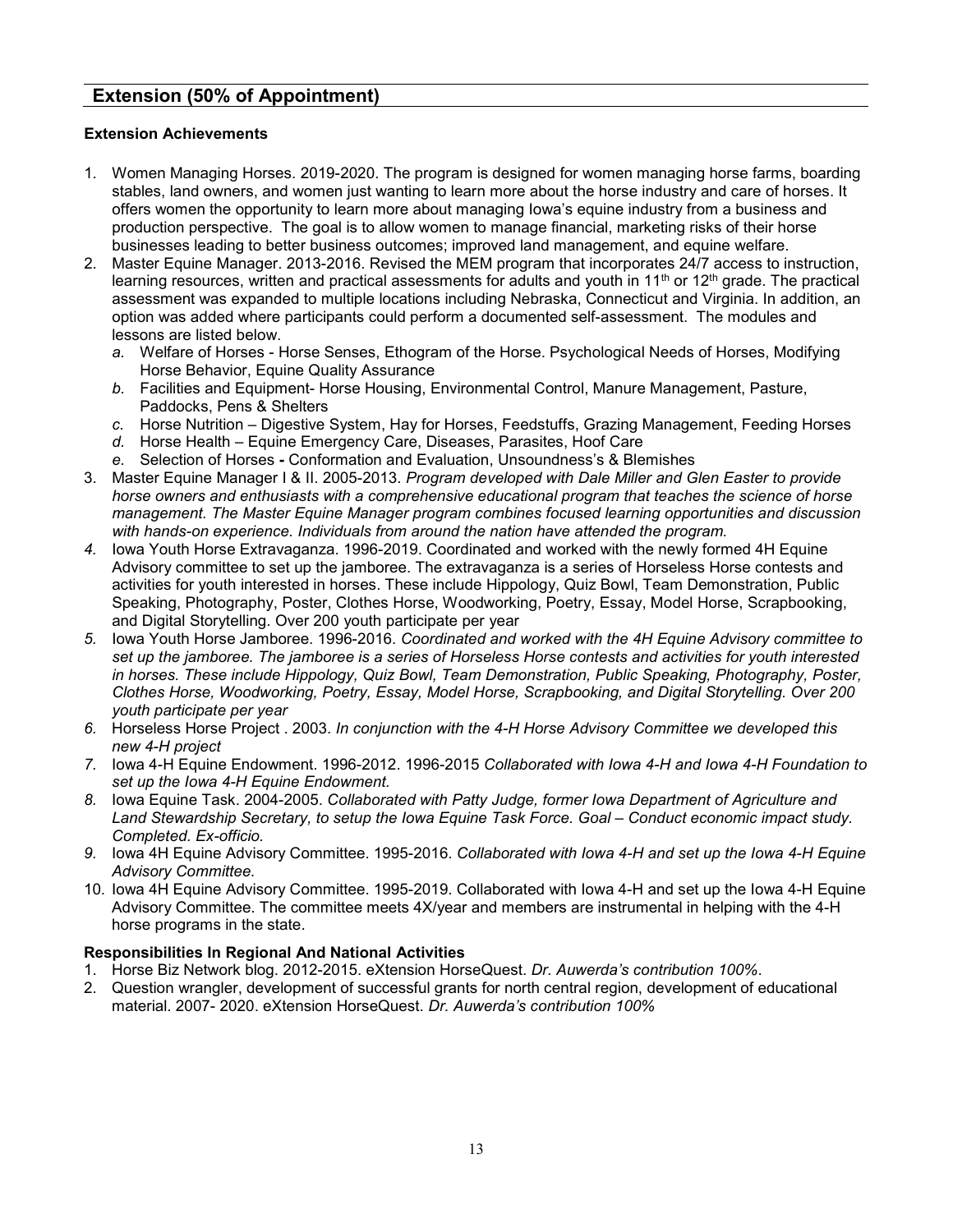## Extension (50% of Appointment)

### Extension Achievements

1. Women Managing Horses. 2019-2020. The program is designed for women managing horse farms, boarding stables, land owners, and women just wanting to learn more about the horse industry and care of horses. It offers women the opportunity to learn more about managing Iowa's equine industry from a business and production perspective. The goal is to allow women to manage financial, marketing risks of their horse businesses leading to better business outcomes; improved land management, and equine welfare.
2. Master Equine Manager. 2013-2016. Revised the MEM program that incorporates 24/7 access to instruction, learning resources, written and practical assessments for adults and youth in 11th or 12th grade. The practical assessment was expanded to multiple locations including Nebraska, Connecticut and Virginia. In addition, an option was added where participants could perform a documented self-assessment. The modules and lessons are listed below.
   *a.* Welfare of Horses - Horse Senses, Ethogram of the Horse. Psychological Needs of Horses, Modifying Horse Behavior, Equine Quality Assurance
   *b.* Facilities and Equipment- Horse Housing, Environmental Control, Manure Management, Pasture, Paddocks, Pens & Shelters
   *c.* Horse Nutrition – Digestive System, Hay for Horses, Feedstuffs, Grazing Management, Feeding Horses
   *d.* Horse Health – Equine Emergency Care, Diseases, Parasites, Hoof Care
   *e.* Selection of Horses **-** Conformation and Evaluation, Unsoundness's & Blemishes
3. Master Equine Manager I & II. 2005-2013. *Program developed with Dale Miller and Glen Easter to provide horse owners and enthusiasts with a comprehensive educational program that teaches the science of horse management. The Master Equine Manager program combines focused learning opportunities and discussion with hands-on experience. Individuals from around the nation have attended the program.*
4. Iowa Youth Horse Extravaganza. 1996-2019. Coordinated and worked with the newly formed 4H Equine Advisory committee to set up the jamboree. The extravaganza is a series of Horseless Horse contests and activities for youth interested in horses. These include Hippology, Quiz Bowl, Team Demonstration, Public Speaking, Photography, Poster, Clothes Horse, Woodworking, Poetry, Essay, Model Horse, Scrapbooking, and Digital Storytelling. Over 200 youth participate per year
5. Iowa Youth Horse Jamboree. 1996-2016. *Coordinated and worked with the 4H Equine Advisory committee to set up the jamboree. The jamboree is a series of Horseless Horse contests and activities for youth interested in horses. These include Hippology, Quiz Bowl, Team Demonstration, Public Speaking, Photography, Poster, Clothes Horse, Woodworking, Poetry, Essay, Model Horse, Scrapbooking, and Digital Storytelling. Over 200 youth participate per year*
6. Horseless Horse Project . 2003. *In conjunction with the 4-H Horse Advisory Committee we developed this new 4-H project*
7. Iowa 4-H Equine Endowment. 1996-2012. 1996-2015 *Collaborated with Iowa 4-H and Iowa 4-H Foundation to set up the Iowa 4-H Equine Endowment.*
8. Iowa Equine Task. 2004-2005. *Collaborated with Patty Judge, former Iowa Department of Agriculture and Land Stewardship Secretary, to setup the Iowa Equine Task Force. Goal – Conduct economic impact study. Completed. Ex-officio.*
9. Iowa 4H Equine Advisory Committee. 1995-2016. *Collaborated with Iowa 4-H and set up the Iowa 4-H Equine Advisory Committee.*
10. Iowa 4H Equine Advisory Committee. 1995-2019. Collaborated with Iowa 4-H and set up the Iowa 4-H Equine Advisory Committee. The committee meets 4X/year and members are instrumental in helping with the 4-H horse programs in the state.

### Responsibilities In Regional And National Activities

1. Horse Biz Network blog. 2012-2015. eXtension HorseQuest. *Dr. Auwerda's contribution 100%.*
2. Question wrangler, development of successful grants for north central region, development of educational material. 2007- 2020. eXtension HorseQuest. *Dr. Auwerda's contribution 100%*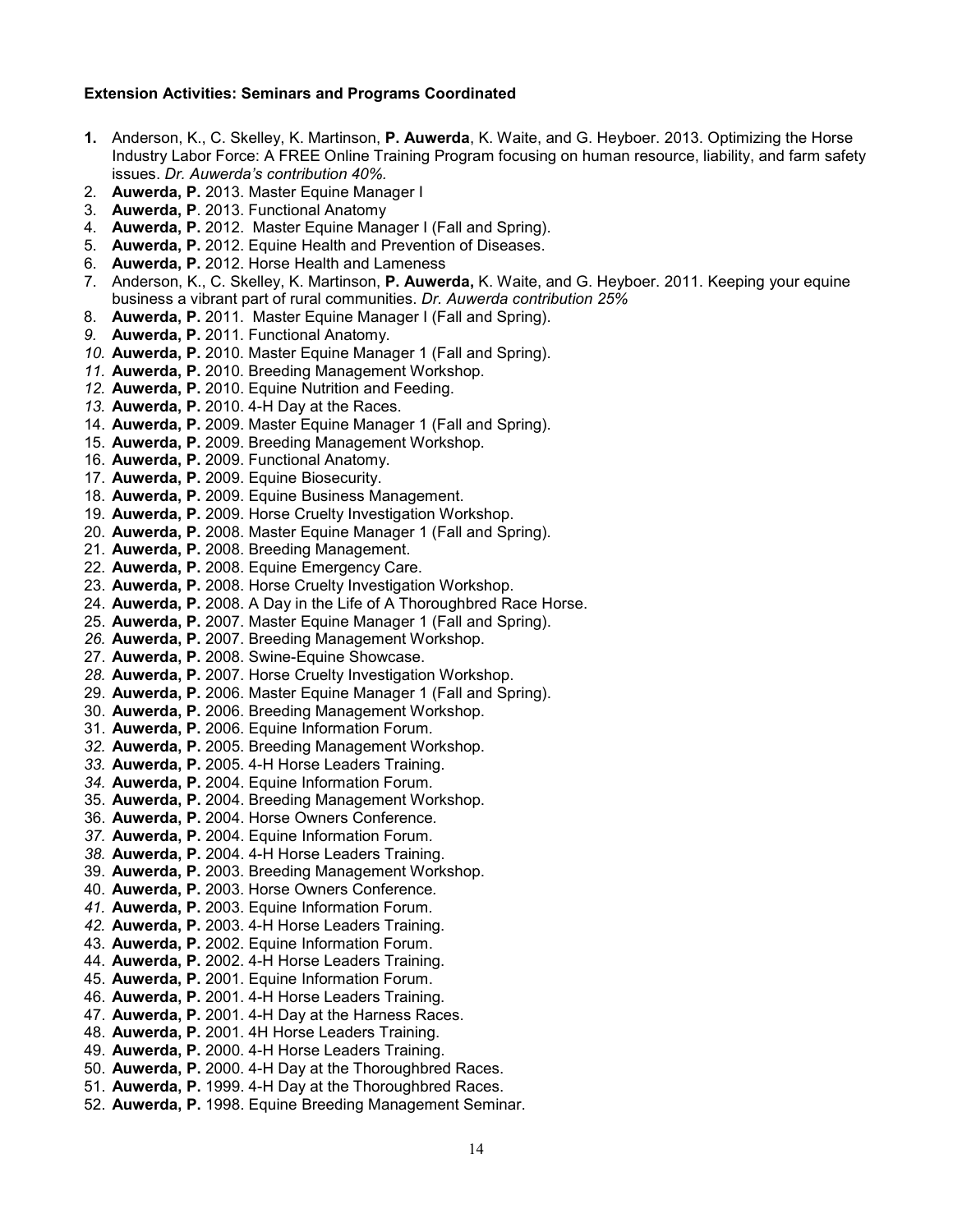**Extension Activities: Seminars and Programs Coordinated**

1. Anderson, K., C. Skelley, K. Martinson, **P. Auwerda**, K. Waite, and G. Heyboer. 2013. Optimizing the Horse Industry Labor Force: A FREE Online Training Program focusing on human resource, liability, and farm safety issues. *Dr. Auwerda's contribution 40%.*
2. **Auwerda, P.** 2013. Master Equine Manager I
3. **Auwerda, P**. 2013. Functional Anatomy
4. **Auwerda, P.** 2012. Master Equine Manager I (Fall and Spring).
5. **Auwerda, P.** 2012. Equine Health and Prevention of Diseases.
6. **Auwerda, P.** 2012. Horse Health and Lameness
7. Anderson, K., C. Skelley, K. Martinson, **P. Auwerda,** K. Waite, and G. Heyboer. 2011. Keeping your equine business a vibrant part of rural communities. *Dr. Auwerda contribution 25%*
8. **Auwerda, P.** 2011. Master Equine Manager I (Fall and Spring).
9. **Auwerda, P.** 2011. Functional Anatomy.
10. **Auwerda, P.** 2010. Master Equine Manager 1 (Fall and Spring).
11. **Auwerda, P.** 2010. Breeding Management Workshop.
12. **Auwerda, P.** 2010. Equine Nutrition and Feeding.
13. **Auwerda, P.** 2010. 4-H Day at the Races.
14. **Auwerda, P.** 2009. Master Equine Manager 1 (Fall and Spring).
15. **Auwerda, P.** 2009. Breeding Management Workshop.
16. **Auwerda, P.** 2009. Functional Anatomy.
17. **Auwerda, P.** 2009. Equine Biosecurity.
18. **Auwerda, P.** 2009. Equine Business Management.
19. **Auwerda, P.** 2009. Horse Cruelty Investigation Workshop.
20. **Auwerda, P.** 2008. Master Equine Manager 1 (Fall and Spring).
21. **Auwerda, P.** 2008. Breeding Management.
22. **Auwerda, P.** 2008. Equine Emergency Care.
23. **Auwerda, P.** 2008. Horse Cruelty Investigation Workshop.
24. **Auwerda, P.** 2008. A Day in the Life of A Thoroughbred Race Horse.
25. **Auwerda, P.** 2007. Master Equine Manager 1 (Fall and Spring).
26. **Auwerda, P.** 2007. Breeding Management Workshop.
27. **Auwerda, P.** 2008. Swine-Equine Showcase.
28. **Auwerda, P.** 2007. Horse Cruelty Investigation Workshop.
29. **Auwerda, P.** 2006. Master Equine Manager 1 (Fall and Spring).
30. **Auwerda, P.** 2006. Breeding Management Workshop.
31. **Auwerda, P.** 2006. Equine Information Forum.
32. **Auwerda, P.** 2005. Breeding Management Workshop.
33. **Auwerda, P.** 2005. 4-H Horse Leaders Training.
34. **Auwerda, P.** 2004. Equine Information Forum.
35. **Auwerda, P.** 2004. Breeding Management Workshop.
36. **Auwerda, P.** 2004. Horse Owners Conference.
37. **Auwerda, P.** 2004. Equine Information Forum.
38. **Auwerda, P.** 2004. 4-H Horse Leaders Training.
39. **Auwerda, P.** 2003. Breeding Management Workshop.
40. **Auwerda, P.** 2003. Horse Owners Conference.
41. **Auwerda, P.** 2003. Equine Information Forum.
42. **Auwerda, P.** 2003. 4-H Horse Leaders Training.
43. **Auwerda, P.** 2002. Equine Information Forum.
44. **Auwerda, P.** 2002. 4-H Horse Leaders Training.
45. **Auwerda, P.** 2001. Equine Information Forum.
46. **Auwerda, P.** 2001. 4-H Horse Leaders Training.
47. **Auwerda, P.** 2001. 4-H Day at the Harness Races.
48. **Auwerda, P.** 2001. 4H Horse Leaders Training.
49. **Auwerda, P.** 2000. 4-H Horse Leaders Training.
50. **Auwerda, P.** 2000. 4-H Day at the Thoroughbred Races.
51. **Auwerda, P.** 1999. 4-H Day at the Thoroughbred Races.
52. **Auwerda, P.** 1998. Equine Breeding Management Seminar.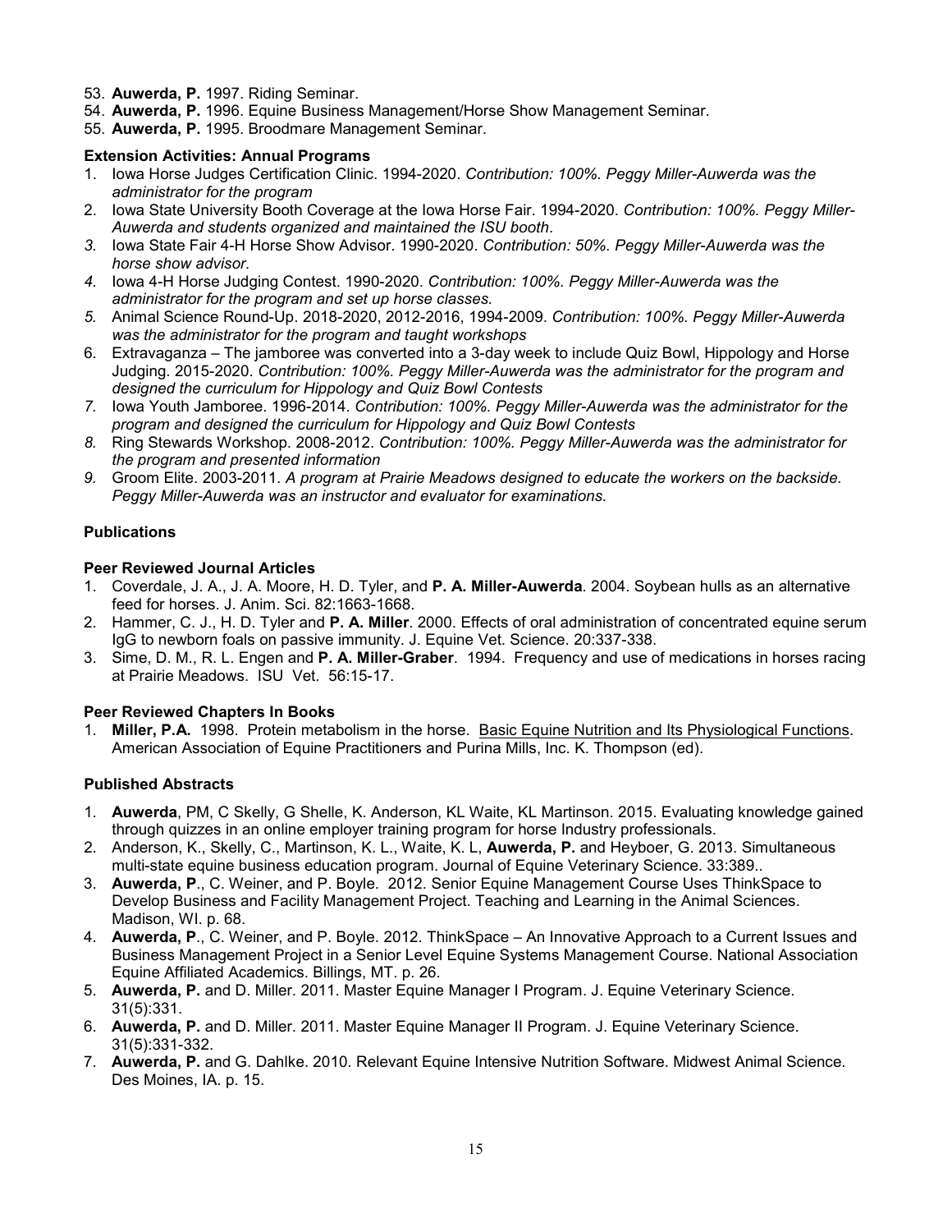53. **Auwerda, P.** 1997. Riding Seminar.
54. **Auwerda, P.** 1996. Equine Business Management/Horse Show Management Seminar.
55. **Auwerda, P.** 1995. Broodmare Management Seminar.

**Extension Activities: Annual Programs**

1. Iowa Horse Judges Certification Clinic. 1994-2020. *Contribution: 100%. Peggy Miller-Auwerda was the administrator for the program*
2. Iowa State University Booth Coverage at the Iowa Horse Fair. 1994-2020. *Contribution: 100%. Peggy Miller-Auwerda and students organized and maintained the ISU booth*.
3. Iowa State Fair 4-H Horse Show Advisor. 1990-2020. *Contribution: 50%. Peggy Miller-Auwerda was the horse show advisor.*
4. Iowa 4-H Horse Judging Contest. 1990-2020. *Contribution: 100%. Peggy Miller-Auwerda was the administrator for the program and set up horse classes.*
5. Animal Science Round-Up. 2018-2020, 2012-2016, 1994-2009. *Contribution: 100%. Peggy Miller-Auwerda was the administrator for the program and taught workshops*
6. Extravaganza – The jamboree was converted into a 3-day week to include Quiz Bowl, Hippology and Horse Judging. 2015-2020. *Contribution: 100%. Peggy Miller-Auwerda was the administrator for the program and designed the curriculum for Hippology and Quiz Bowl Contests*
7. Iowa Youth Jamboree. 1996-2014. *Contribution: 100%. Peggy Miller-Auwerda was the administrator for the program and designed the curriculum for Hippology and Quiz Bowl Contests*
8. Ring Stewards Workshop. 2008-2012. *Contribution: 100%. Peggy Miller-Auwerda was the administrator for the program and presented information*
9. Groom Elite. 2003-2011. *A program at Prairie Meadows designed to educate the workers on the backside. Peggy Miller-Auwerda was an instructor and evaluator for examinations.*

**Publications**

**Peer Reviewed Journal Articles**

1. Coverdale, J. A., J. A. Moore, H. D. Tyler, and **P. A. Miller-Auwerda**. 2004. Soybean hulls as an alternative feed for horses. J. Anim. Sci. 82:1663-1668.
2. Hammer, C. J., H. D. Tyler and **P. A. Miller**. 2000. Effects of oral administration of concentrated equine serum IgG to newborn foals on passive immunity. J. Equine Vet. Science. 20:337-338.
3. Sime, D. M., R. L. Engen and **P. A. Miller-Graber**. 1994. Frequency and use of medications in horses racing at Prairie Meadows. ISU Vet. 56:15-17.

**Peer Reviewed Chapters In Books**

1. **Miller, P.A.** 1998. Protein metabolism in the horse. Basic Equine Nutrition and Its Physiological Functions. American Association of Equine Practitioners and Purina Mills, Inc. K. Thompson (ed).

**Published Abstracts**

1. **Auwerda**, PM, C Skelly, G Shelle, K. Anderson, KL Waite, KL Martinson. 2015. Evaluating knowledge gained through quizzes in an online employer training program for horse Industry professionals.
2. Anderson, K., Skelly, C., Martinson, K. L., Waite, K. L, **Auwerda, P.** and Heyboer, G. 2013. Simultaneous multi-state equine business education program. Journal of Equine Veterinary Science. 33:389..
3. **Auwerda, P**., C. Weiner, and P. Boyle. 2012. Senior Equine Management Course Uses ThinkSpace to Develop Business and Facility Management Project. Teaching and Learning in the Animal Sciences. Madison, WI. p. 68.
4. **Auwerda, P**., C. Weiner, and P. Boyle. 2012. ThinkSpace – An Innovative Approach to a Current Issues and Business Management Project in a Senior Level Equine Systems Management Course. National Association Equine Affiliated Academics. Billings, MT. p. 26.
5. **Auwerda, P.** and D. Miller. 2011. Master Equine Manager I Program. J. Equine Veterinary Science. 31(5):331.
6. **Auwerda, P.** and D. Miller. 2011. Master Equine Manager II Program. J. Equine Veterinary Science. 31(5):331-332.
7. **Auwerda, P.** and G. Dahlke. 2010. Relevant Equine Intensive Nutrition Software. Midwest Animal Science. Des Moines, IA. p. 15.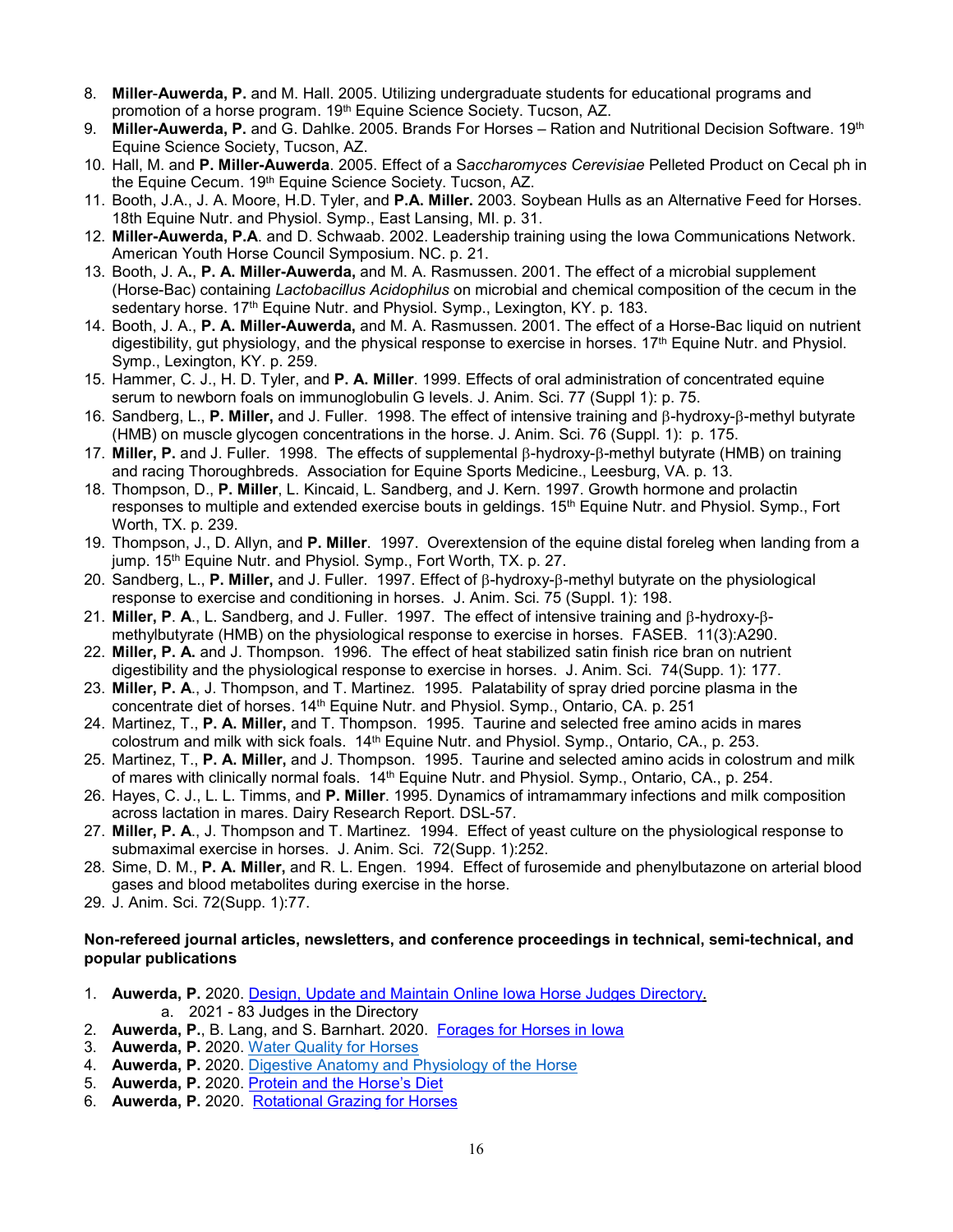8. **Miller**-**Auwerda, P.** and M. Hall. 2005. Utilizing undergraduate students for educational programs and promotion of a horse program. 19th Equine Science Society. Tucson, AZ.
9. **Miller-Auwerda, P.** and G. Dahlke. 2005. Brands For Horses – Ration and Nutritional Decision Software. 19th Equine Science Society, Tucson, AZ.
10. Hall, M. and **P. Miller-Auwerda**. 2005. Effect of a S*accharomyces Cerevisiae* Pelleted Product on Cecal ph in the Equine Cecum. 19th Equine Science Society. Tucson, AZ.
11. Booth, J.A., J. A. Moore, H.D. Tyler, and **P.A. Miller.** 2003. Soybean Hulls as an Alternative Feed for Horses. 18th Equine Nutr. and Physiol. Symp., East Lansing, MI. p. 31.
12. **Miller-Auwerda, P.A**. and D. Schwaab. 2002. Leadership training using the Iowa Communications Network. American Youth Horse Council Symposium. NC. p. 21.
13. Booth, J. A., **P. A. Miller-Auwerda,** and M. A. Rasmussen. 2001. The effect of a microbial supplement (Horse-Bac) containing *Lactobacillus Acidophilus* on microbial and chemical composition of the cecum in the sedentary horse. 17th Equine Nutr. and Physiol. Symp., Lexington, KY. p. 183.
14. Booth, J. A., **P. A. Miller-Auwerda,** and M. A. Rasmussen. 2001. The effect of a Horse-Bac liquid on nutrient digestibility, gut physiology, and the physical response to exercise in horses. 17th Equine Nutr. and Physiol. Symp., Lexington, KY. p. 259.
15. Hammer, C. J., H. D. Tyler, and **P. A. Miller**. 1999. Effects of oral administration of concentrated equine serum to newborn foals on immunoglobulin G levels. J. Anim. Sci. 77 (Suppl 1): p. 75.
16. Sandberg, L., **P. Miller,** and J. Fuller. 1998. The effect of intensive training and β-hydroxy-β-methyl butyrate (HMB) on muscle glycogen concentrations in the horse. J. Anim. Sci. 76 (Suppl. 1): p. 175.
17. **Miller, P.** and J. Fuller. 1998. The effects of supplemental β-hydroxy-β-methyl butyrate (HMB) on training and racing Thoroughbreds. Association for Equine Sports Medicine., Leesburg, VA. p. 13.
18. Thompson, D., **P. Miller**, L. Kincaid, L. Sandberg, and J. Kern. 1997. Growth hormone and prolactin responses to multiple and extended exercise bouts in geldings. 15th Equine Nutr. and Physiol. Symp., Fort Worth, TX. p. 239.
19. Thompson, J., D. Allyn, and **P. Miller**. 1997. Overextension of the equine distal foreleg when landing from a jump. 15th Equine Nutr. and Physiol. Symp., Fort Worth, TX. p. 27.
20. Sandberg, L., **P. Miller,** and J. Fuller. 1997. Effect of β-hydroxy-β-methyl butyrate on the physiological response to exercise and conditioning in horses. J. Anim. Sci. 75 (Suppl. 1): 198.
21. **Miller, P**. **A**., L. Sandberg, and J. Fuller. 1997. The effect of intensive training and β-hydroxy-β-methylbutyrate (HMB) on the physiological response to exercise in horses. FASEB. 11(3):A290.
22. **Miller, P. A.** and J. Thompson. 1996. The effect of heat stabilized satin finish rice bran on nutrient digestibility and the physiological response to exercise in horses. J. Anim. Sci. 74(Supp. 1): 177.
23. **Miller, P. A**., J. Thompson, and T. Martinez. 1995. Palatability of spray dried porcine plasma in the concentrate diet of horses. 14th Equine Nutr. and Physiol. Symp., Ontario, CA. p. 251
24. Martinez, T., **P. A. Miller,** and T. Thompson. 1995. Taurine and selected free amino acids in mares colostrum and milk with sick foals. 14th Equine Nutr. and Physiol. Symp., Ontario, CA., p. 253.
25. Martinez, T., **P. A. Miller,** and J. Thompson. 1995. Taurine and selected amino acids in colostrum and milk of mares with clinically normal foals. 14th Equine Nutr. and Physiol. Symp., Ontario, CA., p. 254.
26. Hayes, C. J., L. L. Timms, and **P. Miller**. 1995. Dynamics of intramammary infections and milk composition across lactation in mares. Dairy Research Report. DSL-57.
27. **Miller, P. A**., J. Thompson and T. Martinez. 1994. Effect of yeast culture on the physiological response to submaximal exercise in horses. J. Anim. Sci. 72(Supp. 1):252.
28. Sime, D. M., **P. A. Miller,** and R. L. Engen. 1994. Effect of furosemide and phenylbutazone on arterial blood gases and blood metabolites during exercise in the horse.
29. J. Anim. Sci. 72(Supp. 1):77.

**Non-refereed journal articles, newsletters, and conference proceedings in technical, semi-technical, and popular publications**

1. **Auwerda, P.** 2020. Design, Update and Maintain Online Iowa Horse Judges Directory.
   a. 2021 - 83 Judges in the Directory
2. **Auwerda, P.**, B. Lang, and S. Barnhart. 2020. Forages for Horses in Iowa
3. **Auwerda, P.** 2020. Water Quality for Horses
4. **Auwerda, P.** 2020. Digestive Anatomy and Physiology of the Horse
5. **Auwerda, P.** 2020. Protein and the Horse's Diet
6. **Auwerda, P.** 2020. Rotational Grazing for Horses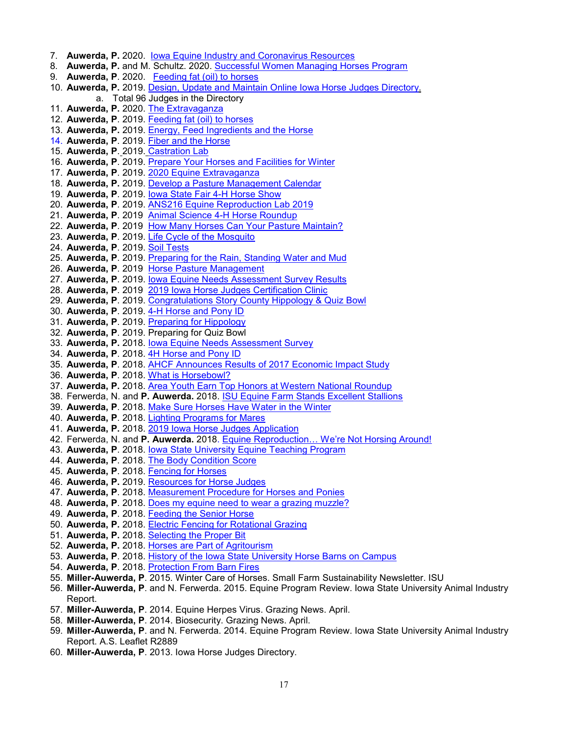7. **Auwerda, P.** 2020. Iowa Equine Industry and Coronavirus Resources
8. **Auwerda, P.** and M. Schultz. 2020. Successful Women Managing Horses Program
9. **Auwerda, P**. 2020. Feeding fat (oil) to horses
10. **Auwerda, P.** 2019. Design, Update and Maintain Online Iowa Horse Judges Directory.
    a. Total 96 Judges in the Directory
11. **Auwerda, P.** 2020. The Extravaganza
12. **Auwerda, P**. 2019. Feeding fat (oil) to horses
13. **Auwerda, P**. 2019. Energy, Feed Ingredients and the Horse
14. **Auwerda, P**. 2019. Fiber and the Horse
15. **Auwerda, P**. 2019. Castration Lab
16. **Auwerda, P**. 2019. Prepare Your Horses and Facilities for Winter
17. **Auwerda, P**. 2019. 2020 Equine Extravaganza
18. **Auwerda, P**. 2019. Develop a Pasture Management Calendar
19. **Auwerda, P**. 2019. Iowa State Fair 4-H Horse Show
20. **Auwerda, P**. 2019. ANS216 Equine Reproduction Lab 2019
21. **Auwerda, P**. 2019 Animal Science 4-H Horse Roundup
22. **Auwerda, P**. 2019 How Many Horses Can Your Pasture Maintain?
23. **Auwerda, P**. 2019. Life Cycle of the Mosquito
24. **Auwerda, P**. 2019. Soil Tests
25. **Auwerda, P**. 2019. Preparing for the Rain, Standing Water and Mud
26. **Auwerda, P**. 2019 Horse Pasture Management
27. **Auwerda, P**. 2019. Iowa Equine Needs Assessment Survey Results
28. **Auwerda, P**. 2019 2019 Iowa Horse Judges Certification Clinic
29. **Auwerda, P**. 2019. Congratulations Story County Hippology & Quiz Bowl
30. **Auwerda, P**. 2019. 4-H Horse and Pony ID
31. **Auwerda, P**. 2019. Preparing for Hippology
32. **Auwerda, P**. 2019. Preparing for Quiz Bowl
33. **Auwerda, P.** 2018. Iowa Equine Needs Assessment Survey
34. **Auwerda, P**. 2018. 4H Horse and Pony ID
35. **Auwerda, P**. 2018. AHCF Announces Results of 2017 Economic Impact Study
36. **Auwerda, P**. 2018. What is Horsebowl?
37. **Auwerda, P.** 2018. Area Youth Earn Top Honors at Western National Roundup
38. Ferwerda, N. and **P. Auwerda.** 2018. ISU Equine Farm Stands Excellent Stallions
39. **Auwerda, P**. 2018. Make Sure Horses Have Water in the Winter
40. **Auwerda, P**. 2018. Lighting Programs for Mares
41. **Auwerda, P.** 2018. 2019 Iowa Horse Judges Application
42. Ferwerda, N. and **P. Auwerda.** 2018. Equine Reproduction… We're Not Horsing Around!
43. **Auwerda, P**. 2018. Iowa State University Equine Teaching Program
44. **Auwerda, P**. 2018. The Body Condition Score
45. **Auwerda, P**. 2018. Fencing for Horses
46. **Auwerda, P**. 2019. Resources for Horse Judges
47. **Auwerda, P**. 2018. Measurement Procedure for Horses and Ponies
48. **Auwerda, P**. 2018. Does my equine need to wear a grazing muzzle?
49. **Auwerda, P**. 2018. Feeding the Senior Horse
50. **Auwerda, P.** 2018. Electric Fencing for Rotational Grazing
51. **Auwerda, P.** 2018. Selecting the Proper Bit
52. **Auwerda, P.** 2018. Horses are Part of Agritourism
53. **Auwerda, P**. 2018. History of the Iowa State University Horse Barns on Campus
54. **Auwerda, P**. 2018. Protection From Barn Fires
55. **Miller-Auwerda, P**. 2015. Winter Care of Horses. Small Farm Sustainability Newsletter. ISU
56. **Miller-Auwerda, P**. and N. Ferwerda. 2015. Equine Program Review. Iowa State University Animal Industry Report.
57. **Miller-Auwerda, P**. 2014. Equine Herpes Virus. Grazing News. April.
58. **Miller-Auwerda, P**. 2014. Biosecurity. Grazing News. April.
59. **Miller-Auwerda, P**. and N. Ferwerda. 2014. Equine Program Review. Iowa State University Animal Industry Report. A.S. Leaflet R2889
60. **Miller-Auwerda, P**. 2013. Iowa Horse Judges Directory.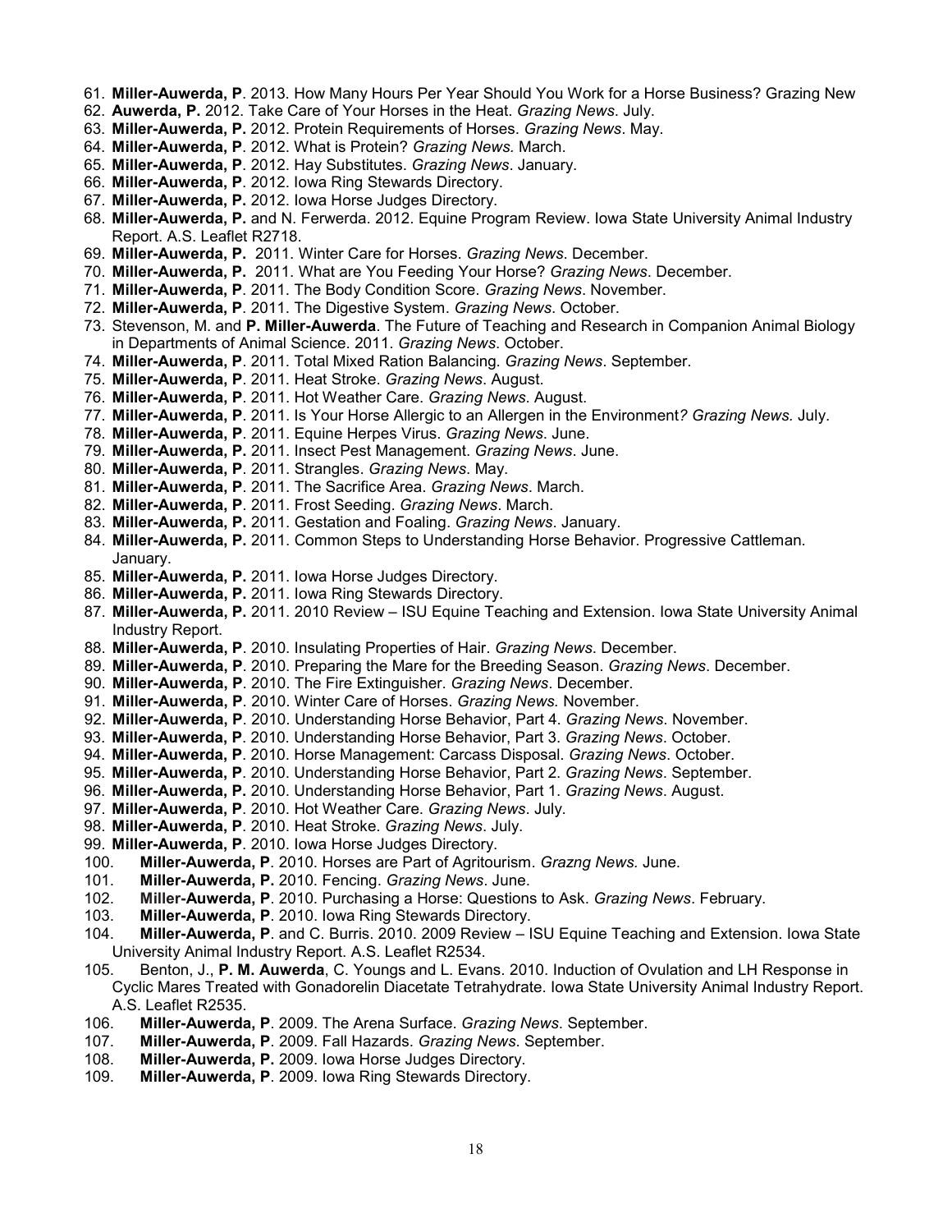61. **Miller-Auwerda, P**. 2013. How Many Hours Per Year Should You Work for a Horse Business? Grazing New
62. **Auwerda, P.** 2012. Take Care of Your Horses in the Heat. *Grazing News*. July.
63. **Miller-Auwerda, P.** 2012. Protein Requirements of Horses. *Grazing News*. May.
64. **Miller-Auwerda, P**. 2012. What is Protein? *Grazing News.* March.
65. **Miller-Auwerda, P**. 2012. Hay Substitutes. *Grazing News*. January.
66. **Miller-Auwerda, P**. 2012. Iowa Ring Stewards Directory.
67. **Miller-Auwerda, P.** 2012. Iowa Horse Judges Directory.
68. **Miller-Auwerda, P.** and N. Ferwerda. 2012. Equine Program Review. Iowa State University Animal Industry Report. A.S. Leaflet R2718.
69. **Miller-Auwerda, P.** 2011. Winter Care for Horses. *Grazing News*. December.
70. **Miller-Auwerda, P.** 2011. What are You Feeding Your Horse? *Grazing News*. December.
71. **Miller-Auwerda, P**. 2011. The Body Condition Score. *Grazing News*. November.
72. **Miller-Auwerda, P**. 2011. The Digestive System. *Grazing News*. October.
73. Stevenson, M. and **P. Miller-Auwerda**. The Future of Teaching and Research in Companion Animal Biology in Departments of Animal Science. 2011. *Grazing News*. October.
74. **Miller-Auwerda, P**. 2011. Total Mixed Ration Balancing. *Grazing News*. September.
75. **Miller-Auwerda, P**. 2011. Heat Stroke. *Grazing News*. August.
76. **Miller-Auwerda, P**. 2011. Hot Weather Care. *Grazing News*. August.
77. **Miller-Auwerda, P**. 2011. Is Your Horse Allergic to an Allergen in the Environment*? Grazing News.* July.
78. **Miller-Auwerda, P**. 2011. Equine Herpes Virus. *Grazing News*. June.
79. **Miller-Auwerda, P.** 2011. Insect Pest Management. *Grazing News*. June.
80. **Miller-Auwerda, P**. 2011. Strangles. *Grazing News*. May.
81. **Miller-Auwerda, P**. 2011. The Sacrifice Area. *Grazing News*. March.
82. **Miller-Auwerda, P**. 2011. Frost Seeding. *Grazing News*. March.
83. **Miller-Auwerda, P.** 2011. Gestation and Foaling. *Grazing News*. January.
84. **Miller-Auwerda, P.** 2011. Common Steps to Understanding Horse Behavior. Progressive Cattleman. January.
85. **Miller-Auwerda, P.** 2011. Iowa Horse Judges Directory.
86. **Miller-Auwerda, P.** 2011. Iowa Ring Stewards Directory.
87. **Miller-Auwerda, P.** 2011. 2010 Review – ISU Equine Teaching and Extension. Iowa State University Animal Industry Report.
88. **Miller-Auwerda, P**. 2010. Insulating Properties of Hair. *Grazing News*. December.
89. **Miller-Auwerda, P**. 2010. Preparing the Mare for the Breeding Season. *Grazing News*. December.
90. **Miller-Auwerda, P**. 2010. The Fire Extinguisher. *Grazing News*. December.
91. **Miller-Auwerda, P**. 2010. Winter Care of Horses. *Grazing News.* November.
92. **Miller-Auwerda, P**. 2010. Understanding Horse Behavior, Part 4. *Grazing News*. November.
93. **Miller-Auwerda, P**. 2010. Understanding Horse Behavior, Part 3. *Grazing News*. October.
94. **Miller-Auwerda, P**. 2010. Horse Management: Carcass Disposal. *Grazing News*. October.
95. **Miller-Auwerda, P**. 2010. Understanding Horse Behavior, Part 2. *Grazing News*. September.
96. **Miller-Auwerda, P.** 2010. Understanding Horse Behavior, Part 1. *Grazing News*. August.
97. **Miller-Auwerda, P**. 2010. Hot Weather Care. *Grazing News*. July.
98. **Miller-Auwerda, P**. 2010. Heat Stroke. *Grazing News*. July.
99. **Miller-Auwerda, P**. 2010. Iowa Horse Judges Directory.
100. **Miller-Auwerda, P**. 2010. Horses are Part of Agritourism. *Grazng News.* June.
101. **Miller-Auwerda, P.** 2010. Fencing. *Grazing News*. June.
102. **Miller-Auwerda, P**. 2010. Purchasing a Horse: Questions to Ask. *Grazing News*. February.
103. **Miller-Auwerda, P**. 2010. Iowa Ring Stewards Directory.
104. **Miller-Auwerda, P**. and C. Burris. 2010. 2009 Review – ISU Equine Teaching and Extension. Iowa State University Animal Industry Report. A.S. Leaflet R2534.
105. Benton, J., **P. M. Auwerda**, C. Youngs and L. Evans. 2010. Induction of Ovulation and LH Response in Cyclic Mares Treated with Gonadorelin Diacetate Tetrahydrate. Iowa State University Animal Industry Report. A.S. Leaflet R2535.
106. **Miller-Auwerda, P**. 2009. The Arena Surface. *Grazing News*. September.
107. **Miller-Auwerda, P**. 2009. Fall Hazards. *Grazing News*. September.
108. **Miller-Auwerda, P.** 2009. Iowa Horse Judges Directory.
109. **Miller-Auwerda, P**. 2009. Iowa Ring Stewards Directory.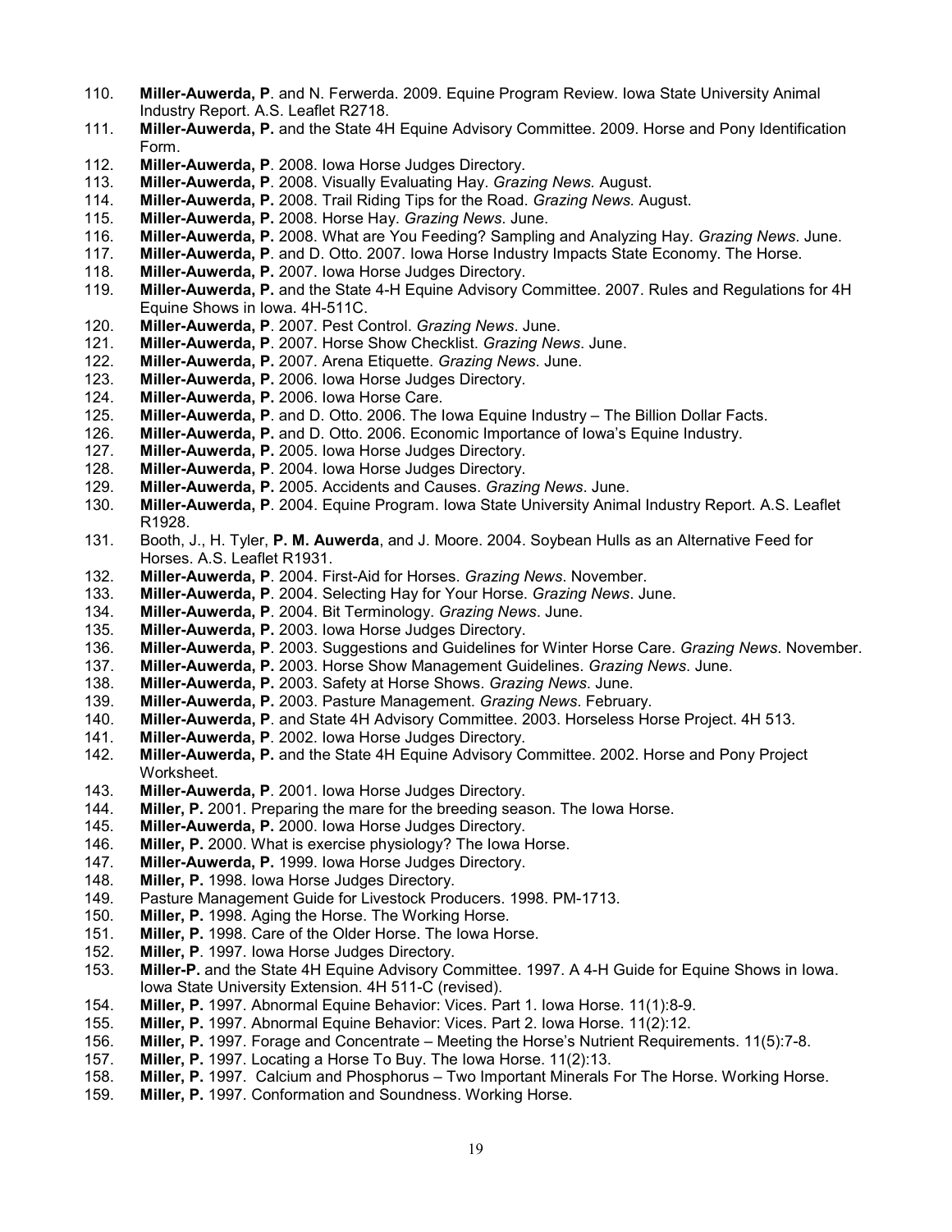110. **Miller-Auwerda, P**. and N. Ferwerda. 2009. Equine Program Review. Iowa State University Animal Industry Report. A.S. Leaflet R2718.
111. **Miller-Auwerda, P.** and the State 4H Equine Advisory Committee. 2009. Horse and Pony Identification Form.
112. **Miller-Auwerda, P**. 2008. Iowa Horse Judges Directory.
113. **Miller-Auwerda, P**. 2008. Visually Evaluating Hay. *Grazing News*. August.
114. **Miller-Auwerda, P.** 2008. Trail Riding Tips for the Road. *Grazing News.* August.
115. **Miller-Auwerda, P.** 2008. Horse Hay. *Grazing News*. June.
116. **Miller-Auwerda, P.** 2008. What are You Feeding? Sampling and Analyzing Hay. *Grazing News*. June.
117. **Miller-Auwerda, P**. and D. Otto. 2007. Iowa Horse Industry Impacts State Economy. The Horse.
118. **Miller-Auwerda, P.** 2007. Iowa Horse Judges Directory.
119. **Miller-Auwerda, P.** and the State 4-H Equine Advisory Committee. 2007. Rules and Regulations for 4H Equine Shows in Iowa. 4H-511C.
120. **Miller-Auwerda, P**. 2007. Pest Control. *Grazing News*. June.
121. **Miller-Auwerda, P**. 2007. Horse Show Checklist. *Grazing News*. June.
122. **Miller-Auwerda, P.** 2007. Arena Etiquette. *Grazing News*. June.
123. **Miller-Auwerda, P.** 2006. Iowa Horse Judges Directory.
124. **Miller-Auwerda, P.** 2006. Iowa Horse Care.
125. **Miller-Auwerda, P**. and D. Otto. 2006. The Iowa Equine Industry – The Billion Dollar Facts.
126. **Miller-Auwerda, P.** and D. Otto. 2006. Economic Importance of Iowa's Equine Industry.
127. **Miller-Auwerda, P.** 2005. Iowa Horse Judges Directory.
128. **Miller-Auwerda, P**. 2004. Iowa Horse Judges Directory.
129. **Miller-Auwerda, P.** 2005. Accidents and Causes. *Grazing News*. June.
130. **Miller-Auwerda, P**. 2004. Equine Program. Iowa State University Animal Industry Report. A.S. Leaflet R1928.
131. Booth, J., H. Tyler, **P. M. Auwerda**, and J. Moore. 2004. Soybean Hulls as an Alternative Feed for Horses. A.S. Leaflet R1931.
132. **Miller-Auwerda, P**. 2004. First-Aid for Horses. *Grazing News*. November.
133. **Miller-Auwerda, P**. 2004. Selecting Hay for Your Horse. *Grazing News*. June.
134. **Miller-Auwerda, P**. 2004. Bit Terminology. *Grazing News*. June.
135. **Miller-Auwerda, P.** 2003. Iowa Horse Judges Directory.
136. **Miller-Auwerda, P**. 2003. Suggestions and Guidelines for Winter Horse Care. *Grazing News*. November.
137. **Miller-Auwerda, P.** 2003. Horse Show Management Guidelines. *Grazing News*. June.
138. **Miller-Auwerda, P.** 2003. Safety at Horse Shows. *Grazing News*. June.
139. **Miller-Auwerda, P.** 2003. Pasture Management. *Grazing News*. February.
140. **Miller-Auwerda, P**. and State 4H Advisory Committee. 2003. Horseless Horse Project. 4H 513.
141. **Miller-Auwerda, P**. 2002. Iowa Horse Judges Directory.
142. **Miller-Auwerda, P.** and the State 4H Equine Advisory Committee. 2002. Horse and Pony Project Worksheet.
143. **Miller-Auwerda, P**. 2001. Iowa Horse Judges Directory.
144. **Miller, P.** 2001. Preparing the mare for the breeding season. The Iowa Horse.
145. **Miller-Auwerda, P.** 2000. Iowa Horse Judges Directory.
146. **Miller, P.** 2000. What is exercise physiology? The Iowa Horse.
147. **Miller-Auwerda, P.** 1999. Iowa Horse Judges Directory.
148. **Miller, P.** 1998. Iowa Horse Judges Directory.
149. Pasture Management Guide for Livestock Producers. 1998. PM-1713.
150. **Miller, P.** 1998. Aging the Horse. The Working Horse.
151. **Miller, P.** 1998. Care of the Older Horse. The Iowa Horse.
152. **Miller, P**. 1997. Iowa Horse Judges Directory.
153. **Miller-P.** and the State 4H Equine Advisory Committee. 1997. A 4-H Guide for Equine Shows in Iowa. Iowa State University Extension. 4H 511-C (revised).
154. **Miller, P.** 1997. Abnormal Equine Behavior: Vices. Part 1. Iowa Horse. 11(1):8-9.
155. **Miller, P.** 1997. Abnormal Equine Behavior: Vices. Part 2. Iowa Horse. 11(2):12.
156. **Miller, P.** 1997. Forage and Concentrate – Meeting the Horse's Nutrient Requirements. 11(5):7-8.
157. **Miller, P.** 1997. Locating a Horse To Buy. The Iowa Horse. 11(2):13.
158. **Miller, P.** 1997. Calcium and Phosphorus – Two Important Minerals For The Horse. Working Horse.
159. **Miller, P.** 1997. Conformation and Soundness. Working Horse.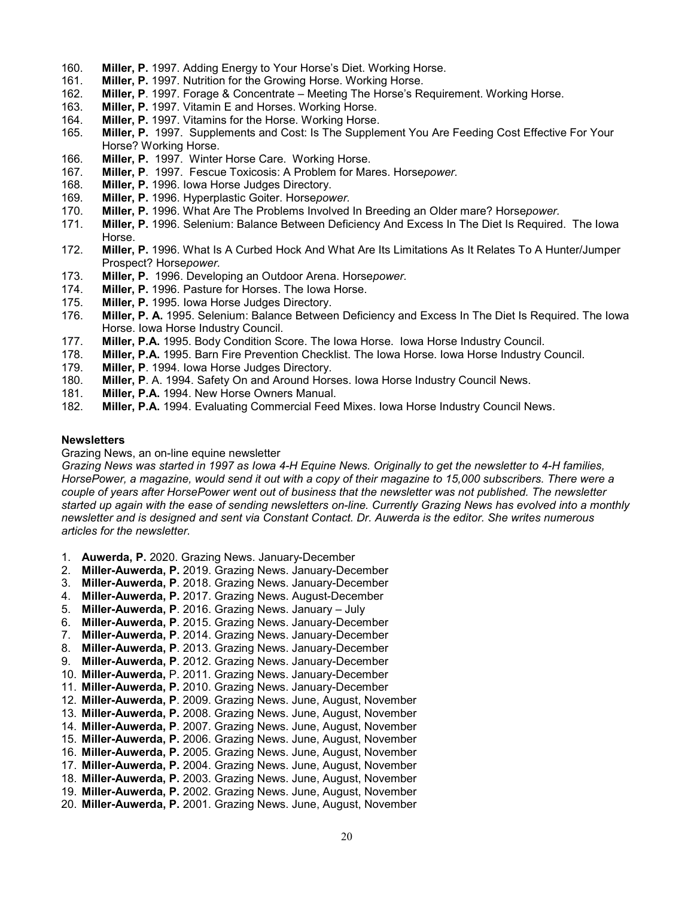160. **Miller, P.** 1997. Adding Energy to Your Horse's Diet. Working Horse.
161. **Miller, P.** 1997. Nutrition for the Growing Horse. Working Horse.
162. **Miller, P**. 1997. Forage & Concentrate – Meeting The Horse's Requirement. Working Horse.
163. **Miller, P.** 1997. Vitamin E and Horses. Working Horse.
164. **Miller, P.** 1997. Vitamins for the Horse. Working Horse.
165. **Miller, P.** 1997. Supplements and Cost: Is The Supplement You Are Feeding Cost Effective For Your Horse? Working Horse.
166. **Miller, P.** 1997. Winter Horse Care. Working Horse.
167. **Miller, P**. 1997. Fescue Toxicosis: A Problem for Mares. Horse*power.*
168. **Miller, P.** 1996. Iowa Horse Judges Directory.
169. **Miller, P.** 1996. Hyperplastic Goiter. Horse*power.*
170. **Miller, P.** 1996. What Are The Problems Involved In Breeding an Older mare? Horse*power.*
171. **Miller, P.** 1996. Selenium: Balance Between Deficiency And Excess In The Diet Is Required. The Iowa Horse.
172. **Miller, P.** 1996. What Is A Curbed Hock And What Are Its Limitations As It Relates To A Hunter/Jumper Prospect? Horse*power.*
173. **Miller, P.** 1996. Developing an Outdoor Arena. Horse*power.*
174. **Miller, P.** 1996. Pasture for Horses. The Iowa Horse.
175. **Miller, P.** 1995. Iowa Horse Judges Directory.
176. **Miller, P. A.** 1995. Selenium: Balance Between Deficiency and Excess In The Diet Is Required. The Iowa Horse. Iowa Horse Industry Council.
177. **Miller, P.A.** 1995. Body Condition Score. The Iowa Horse. Iowa Horse Industry Council.
178. **Miller, P.A.** 1995. Barn Fire Prevention Checklist. The Iowa Horse. Iowa Horse Industry Council.
179. **Miller, P**. 1994. Iowa Horse Judges Directory.
180. **Miller, P**. A. 1994. Safety On and Around Horses. Iowa Horse Industry Council News.
181. **Miller, P.A.** 1994. New Horse Owners Manual.
182. **Miller, P.A.** 1994. Evaluating Commercial Feed Mixes. Iowa Horse Industry Council News.

**Newsletters**

Grazing News, an on-line equine newsletter

*Grazing News was started in 1997 as Iowa 4-H Equine News. Originally to get the newsletter to 4-H families, HorsePower, a magazine, would send it out with a copy of their magazine to 15,000 subscribers. There were a couple of years after HorsePower went out of business that the newsletter was not published. The newsletter started up again with the ease of sending newsletters on-line. Currently Grazing News has evolved into a monthly newsletter and is designed and sent via Constant Contact. Dr. Auwerda is the editor. She writes numerous articles for the newsletter.*

1. **Auwerda, P.** 2020. Grazing News. January-December
2. **Miller-Auwerda, P.** 2019. Grazing News. January-December
3. **Miller-Auwerda, P**. 2018. Grazing News. January-December
4. **Miller-Auwerda, P.** 2017. Grazing News. August-December
5. **Miller-Auwerda, P**. 2016. Grazing News. January – July
6. **Miller-Auwerda, P**. 2015. Grazing News. January-December
7. **Miller-Auwerda, P**. 2014. Grazing News. January-December
8. **Miller-Auwerda, P**. 2013. Grazing News. January-December
9. **Miller-Auwerda, P**. 2012. Grazing News. January-December
10. **Miller-Auwerda,** P. 2011. Grazing News. January-December
11. **Miller-Auwerda, P.** 2010. Grazing News. January-December
12. **Miller-Auwerda, P**. 2009. Grazing News. June, August, November
13. **Miller-Auwerda, P.** 2008. Grazing News. June, August, November
14. **Miller-Auwerda, P**. 2007. Grazing News. June, August, November
15. **Miller-Auwerda, P.** 2006. Grazing News. June, August, November
16. **Miller-Auwerda, P.** 2005. Grazing News. June, August, November
17. **Miller-Auwerda, P.** 2004. Grazing News. June, August, November
18. **Miller-Auwerda, P.** 2003. Grazing News. June, August, November
19. **Miller-Auwerda, P.** 2002. Grazing News. June, August, November
20. **Miller-Auwerda, P.** 2001. Grazing News. June, August, November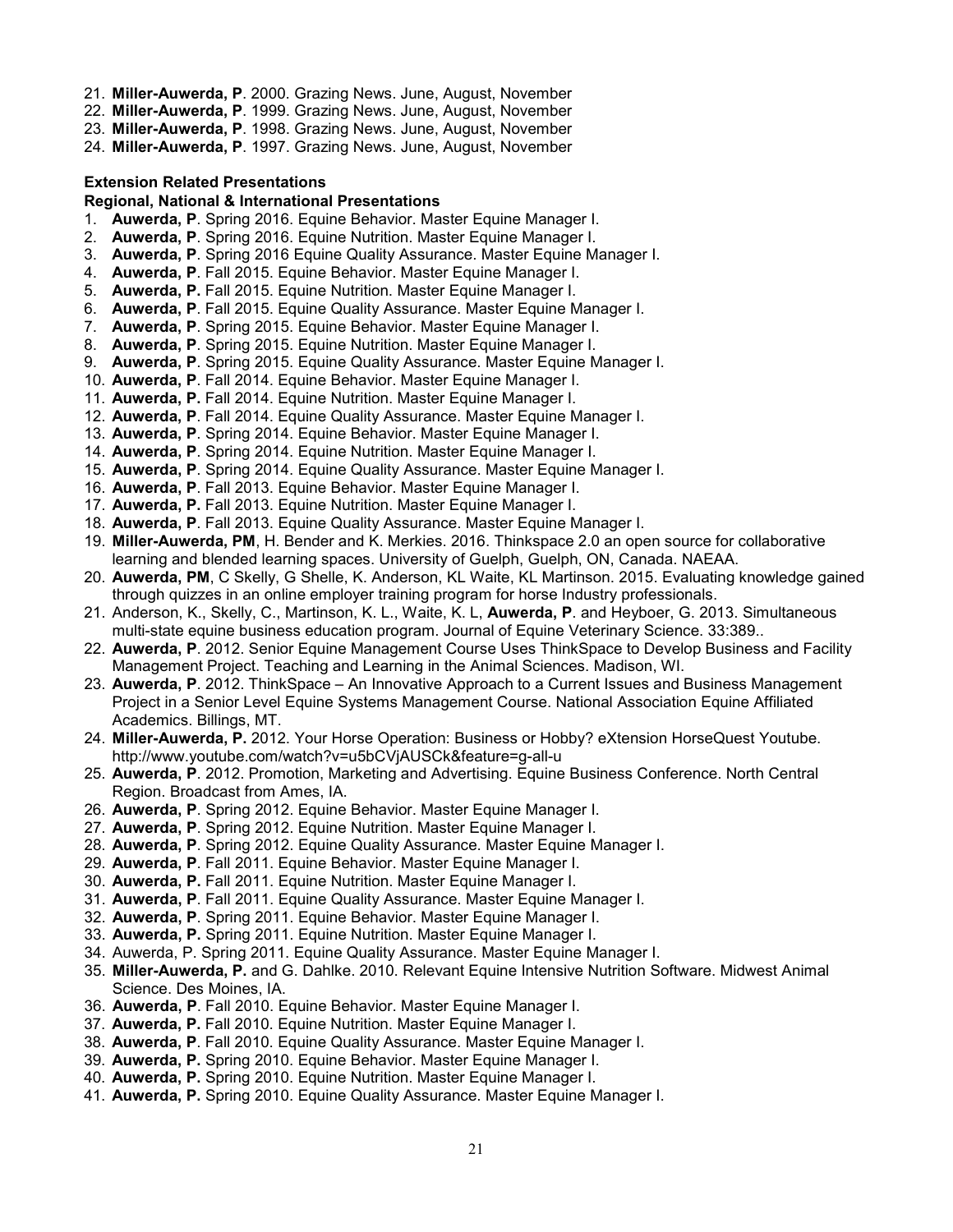21. **Miller-Auwerda, P**. 2000. Grazing News. June, August, November
22. **Miller-Auwerda, P**. 1999. Grazing News. June, August, November
23. **Miller-Auwerda, P**. 1998. Grazing News. June, August, November
24. **Miller-Auwerda, P**. 1997. Grazing News. June, August, November

**Extension Related Presentations**

**Regional, National & International Presentations**

1. **Auwerda, P**. Spring 2016. Equine Behavior. Master Equine Manager I.
2. **Auwerda, P**. Spring 2016. Equine Nutrition. Master Equine Manager I.
3. **Auwerda, P**. Spring 2016 Equine Quality Assurance. Master Equine Manager I.
4. **Auwerda, P**. Fall 2015. Equine Behavior. Master Equine Manager I.
5. **Auwerda, P.** Fall 2015. Equine Nutrition. Master Equine Manager I.
6. **Auwerda, P**. Fall 2015. Equine Quality Assurance. Master Equine Manager I.
7. **Auwerda, P**. Spring 2015. Equine Behavior. Master Equine Manager I.
8. **Auwerda, P**. Spring 2015. Equine Nutrition. Master Equine Manager I.
9. **Auwerda, P**. Spring 2015. Equine Quality Assurance. Master Equine Manager I.
10. **Auwerda, P**. Fall 2014. Equine Behavior. Master Equine Manager I.
11. **Auwerda, P.** Fall 2014. Equine Nutrition. Master Equine Manager I.
12. **Auwerda, P**. Fall 2014. Equine Quality Assurance. Master Equine Manager I.
13. **Auwerda, P**. Spring 2014. Equine Behavior. Master Equine Manager I.
14. **Auwerda, P**. Spring 2014. Equine Nutrition. Master Equine Manager I.
15. **Auwerda, P**. Spring 2014. Equine Quality Assurance. Master Equine Manager I.
16. **Auwerda, P**. Fall 2013. Equine Behavior. Master Equine Manager I.
17. **Auwerda, P.** Fall 2013. Equine Nutrition. Master Equine Manager I.
18. **Auwerda, P**. Fall 2013. Equine Quality Assurance. Master Equine Manager I.
19. **Miller-Auwerda, PM**, H. Bender and K. Merkies. 2016. Thinkspace 2.0 an open source for collaborative learning and blended learning spaces. University of Guelph, Guelph, ON, Canada. NAEAA.
20. **Auwerda, PM**, C Skelly, G Shelle, K. Anderson, KL Waite, KL Martinson. 2015. Evaluating knowledge gained through quizzes in an online employer training program for horse Industry professionals.
21. Anderson, K., Skelly, C., Martinson, K. L., Waite, K. L, **Auwerda, P**. and Heyboer, G. 2013. Simultaneous multi-state equine business education program. Journal of Equine Veterinary Science. 33:389..
22. **Auwerda, P**. 2012. Senior Equine Management Course Uses ThinkSpace to Develop Business and Facility Management Project. Teaching and Learning in the Animal Sciences. Madison, WI.
23. **Auwerda, P**. 2012. ThinkSpace – An Innovative Approach to a Current Issues and Business Management Project in a Senior Level Equine Systems Management Course. National Association Equine Affiliated Academics. Billings, MT.
24. **Miller-Auwerda, P.** 2012. Your Horse Operation: Business or Hobby? eXtension HorseQuest Youtube. http://www.youtube.com/watch?v=u5bCVjAUSCk&feature=g-all-u
25. **Auwerda, P**. 2012. Promotion, Marketing and Advertising. Equine Business Conference. North Central Region. Broadcast from Ames, IA.
26. **Auwerda, P**. Spring 2012. Equine Behavior. Master Equine Manager I.
27. **Auwerda, P**. Spring 2012. Equine Nutrition. Master Equine Manager I.
28. **Auwerda, P**. Spring 2012. Equine Quality Assurance. Master Equine Manager I.
29. **Auwerda, P**. Fall 2011. Equine Behavior. Master Equine Manager I.
30. **Auwerda, P.** Fall 2011. Equine Nutrition. Master Equine Manager I.
31. **Auwerda, P**. Fall 2011. Equine Quality Assurance. Master Equine Manager I.
32. **Auwerda, P**. Spring 2011. Equine Behavior. Master Equine Manager I.
33. **Auwerda, P.** Spring 2011. Equine Nutrition. Master Equine Manager I.
34. Auwerda, P. Spring 2011. Equine Quality Assurance. Master Equine Manager I.
35. **Miller-Auwerda, P.** and G. Dahlke. 2010. Relevant Equine Intensive Nutrition Software. Midwest Animal Science. Des Moines, IA.
36. **Auwerda, P**. Fall 2010. Equine Behavior. Master Equine Manager I.
37. **Auwerda, P.** Fall 2010. Equine Nutrition. Master Equine Manager I.
38. **Auwerda, P**. Fall 2010. Equine Quality Assurance. Master Equine Manager I.
39. **Auwerda, P.** Spring 2010. Equine Behavior. Master Equine Manager I.
40. **Auwerda, P.** Spring 2010. Equine Nutrition. Master Equine Manager I.
41. **Auwerda, P.** Spring 2010. Equine Quality Assurance. Master Equine Manager I.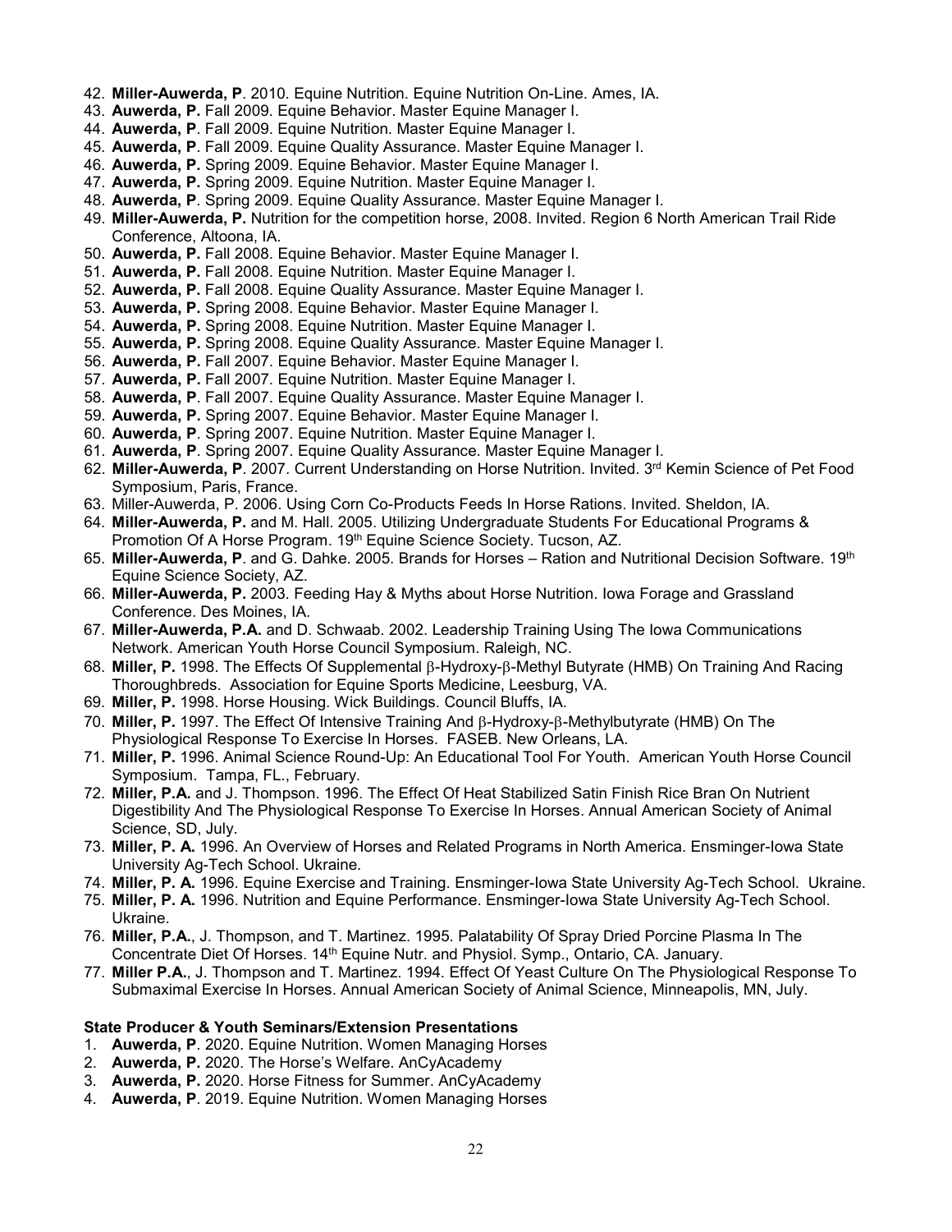42. **Miller-Auwerda, P**. 2010. Equine Nutrition. Equine Nutrition On-Line. Ames, IA.
43. **Auwerda, P.** Fall 2009. Equine Behavior. Master Equine Manager I.
44. **Auwerda, P**. Fall 2009. Equine Nutrition. Master Equine Manager I.
45. **Auwerda, P**. Fall 2009. Equine Quality Assurance. Master Equine Manager I.
46. **Auwerda, P.** Spring 2009. Equine Behavior. Master Equine Manager I.
47. **Auwerda, P.** Spring 2009. Equine Nutrition. Master Equine Manager I.
48. **Auwerda, P**. Spring 2009. Equine Quality Assurance. Master Equine Manager I.
49. **Miller-Auwerda, P.** Nutrition for the competition horse, 2008. Invited. Region 6 North American Trail Ride Conference, Altoona, IA.
50. **Auwerda, P.** Fall 2008. Equine Behavior. Master Equine Manager I.
51. **Auwerda, P.** Fall 2008. Equine Nutrition. Master Equine Manager I.
52. **Auwerda, P.** Fall 2008. Equine Quality Assurance. Master Equine Manager I.
53. **Auwerda, P.** Spring 2008. Equine Behavior. Master Equine Manager I.
54. **Auwerda, P.** Spring 2008. Equine Nutrition. Master Equine Manager I.
55. **Auwerda, P.** Spring 2008. Equine Quality Assurance. Master Equine Manager I.
56. **Auwerda, P.** Fall 2007. Equine Behavior. Master Equine Manager I.
57. **Auwerda, P.** Fall 2007. Equine Nutrition. Master Equine Manager I.
58. **Auwerda, P**. Fall 2007. Equine Quality Assurance. Master Equine Manager I.
59. **Auwerda, P.** Spring 2007. Equine Behavior. Master Equine Manager I.
60. **Auwerda, P**. Spring 2007. Equine Nutrition. Master Equine Manager I.
61. **Auwerda, P**. Spring 2007. Equine Quality Assurance. Master Equine Manager I.
62. **Miller-Auwerda, P**. 2007. Current Understanding on Horse Nutrition. Invited. 3rd Kemin Science of Pet Food Symposium, Paris, France.
63. Miller-Auwerda, P. 2006. Using Corn Co-Products Feeds In Horse Rations. Invited. Sheldon, IA.
64. **Miller-Auwerda, P.** and M. Hall. 2005. Utilizing Undergraduate Students For Educational Programs & Promotion Of A Horse Program. 19th Equine Science Society. Tucson, AZ.
65. **Miller-Auwerda, P**. and G. Dahke. 2005. Brands for Horses – Ration and Nutritional Decision Software. 19th Equine Science Society, AZ.
66. **Miller-Auwerda, P.** 2003. Feeding Hay & Myths about Horse Nutrition. Iowa Forage and Grassland Conference. Des Moines, IA.
67. **Miller-Auwerda, P.A.** and D. Schwaab. 2002. Leadership Training Using The Iowa Communications Network. American Youth Horse Council Symposium. Raleigh, NC.
68. **Miller, P.** 1998. The Effects Of Supplemental β-Hydroxy-β-Methyl Butyrate (HMB) On Training And Racing Thoroughbreds. Association for Equine Sports Medicine, Leesburg, VA.
69. **Miller, P.** 1998. Horse Housing. Wick Buildings. Council Bluffs, IA.
70. **Miller, P.** 1997. The Effect Of Intensive Training And β-Hydroxy-β-Methylbutyrate (HMB) On The Physiological Response To Exercise In Horses. FASEB. New Orleans, LA.
71. **Miller, P.** 1996. Animal Science Round-Up: An Educational Tool For Youth. American Youth Horse Council Symposium. Tampa, FL., February.
72. **Miller, P.A.** and J. Thompson. 1996. The Effect Of Heat Stabilized Satin Finish Rice Bran On Nutrient Digestibility And The Physiological Response To Exercise In Horses. Annual American Society of Animal Science, SD, July.
73. **Miller, P. A.** 1996. An Overview of Horses and Related Programs in North America. Ensminger-Iowa State University Ag-Tech School. Ukraine.
74. **Miller, P. A.** 1996. Equine Exercise and Training. Ensminger-Iowa State University Ag-Tech School. Ukraine.
75. **Miller, P. A.** 1996. Nutrition and Equine Performance. Ensminger-Iowa State University Ag-Tech School. Ukraine.
76. **Miller, P.A.**, J. Thompson, and T. Martinez. 1995. Palatability Of Spray Dried Porcine Plasma In The Concentrate Diet Of Horses. 14th Equine Nutr. and Physiol. Symp., Ontario, CA. January.
77. **Miller P.A.**, J. Thompson and T. Martinez. 1994. Effect Of Yeast Culture On The Physiological Response To Submaximal Exercise In Horses. Annual American Society of Animal Science, Minneapolis, MN, July.

**State Producer & Youth Seminars/Extension Presentations**

1. **Auwerda, P**. 2020. Equine Nutrition. Women Managing Horses
2. **Auwerda, P.** 2020. The Horse's Welfare. AnCyAcademy
3. **Auwerda, P.** 2020. Horse Fitness for Summer. AnCyAcademy
4. **Auwerda, P**. 2019. Equine Nutrition. Women Managing Horses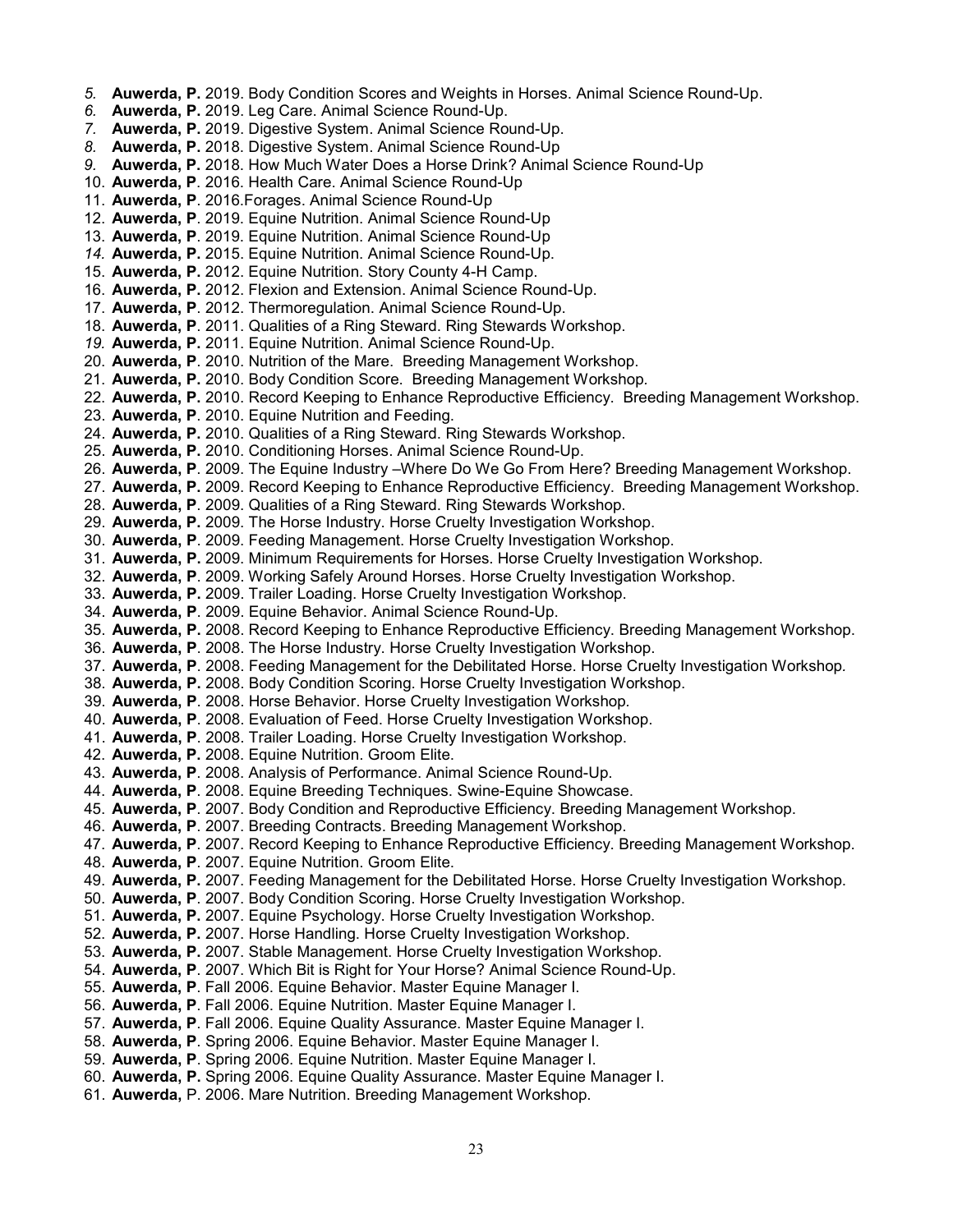5. **Auwerda, P.** 2019. Body Condition Scores and Weights in Horses. Animal Science Round-Up.
6. **Auwerda, P.** 2019. Leg Care. Animal Science Round-Up.
7. **Auwerda, P.** 2019. Digestive System. Animal Science Round-Up.
8. **Auwerda, P.** 2018. Digestive System. Animal Science Round-Up
9. **Auwerda, P.** 2018. How Much Water Does a Horse Drink? Animal Science Round-Up
10. **Auwerda, P**. 2016. Health Care. Animal Science Round-Up
11. **Auwerda, P**. 2016.Forages. Animal Science Round-Up
12. **Auwerda, P**. 2019. Equine Nutrition. Animal Science Round-Up
13. **Auwerda, P**. 2019. Equine Nutrition. Animal Science Round-Up
14. **Auwerda, P.** 2015. Equine Nutrition. Animal Science Round-Up.
15. **Auwerda, P.** 2012. Equine Nutrition. Story County 4-H Camp.
16. **Auwerda, P.** 2012. Flexion and Extension. Animal Science Round-Up.
17. **Auwerda, P**. 2012. Thermoregulation. Animal Science Round-Up.
18. **Auwerda, P**. 2011. Qualities of a Ring Steward. Ring Stewards Workshop.
19. **Auwerda, P.** 2011. Equine Nutrition. Animal Science Round-Up.
20. **Auwerda, P**. 2010. Nutrition of the Mare. Breeding Management Workshop.
21. **Auwerda, P.** 2010. Body Condition Score. Breeding Management Workshop.
22. **Auwerda, P.** 2010. Record Keeping to Enhance Reproductive Efficiency. Breeding Management Workshop.
23. **Auwerda, P**. 2010. Equine Nutrition and Feeding.
24. **Auwerda, P.** 2010. Qualities of a Ring Steward. Ring Stewards Workshop.
25. **Auwerda, P.** 2010. Conditioning Horses. Animal Science Round-Up.
26. **Auwerda, P**. 2009. The Equine Industry –Where Do We Go From Here? Breeding Management Workshop.
27. **Auwerda, P.** 2009. Record Keeping to Enhance Reproductive Efficiency. Breeding Management Workshop.
28. **Auwerda, P**. 2009. Qualities of a Ring Steward. Ring Stewards Workshop.
29. **Auwerda, P.** 2009. The Horse Industry. Horse Cruelty Investigation Workshop.
30. **Auwerda, P**. 2009. Feeding Management. Horse Cruelty Investigation Workshop.
31. **Auwerda, P.** 2009. Minimum Requirements for Horses. Horse Cruelty Investigation Workshop.
32. **Auwerda, P**. 2009. Working Safely Around Horses. Horse Cruelty Investigation Workshop.
33. **Auwerda, P.** 2009. Trailer Loading. Horse Cruelty Investigation Workshop.
34. **Auwerda, P**. 2009. Equine Behavior. Animal Science Round-Up.
35. **Auwerda, P.** 2008. Record Keeping to Enhance Reproductive Efficiency. Breeding Management Workshop.
36. **Auwerda, P**. 2008. The Horse Industry. Horse Cruelty Investigation Workshop.
37. **Auwerda, P**. 2008. Feeding Management for the Debilitated Horse. Horse Cruelty Investigation Workshop.
38. **Auwerda, P.** 2008. Body Condition Scoring. Horse Cruelty Investigation Workshop.
39. **Auwerda, P**. 2008. Horse Behavior. Horse Cruelty Investigation Workshop.
40. **Auwerda, P**. 2008. Evaluation of Feed. Horse Cruelty Investigation Workshop.
41. **Auwerda, P**. 2008. Trailer Loading. Horse Cruelty Investigation Workshop.
42. **Auwerda, P.** 2008. Equine Nutrition. Groom Elite.
43. **Auwerda, P**. 2008. Analysis of Performance. Animal Science Round-Up.
44. **Auwerda, P**. 2008. Equine Breeding Techniques. Swine-Equine Showcase.
45. **Auwerda, P**. 2007. Body Condition and Reproductive Efficiency. Breeding Management Workshop.
46. **Auwerda, P**. 2007. Breeding Contracts. Breeding Management Workshop.
47. **Auwerda, P**. 2007. Record Keeping to Enhance Reproductive Efficiency. Breeding Management Workshop.
48. **Auwerda, P**. 2007. Equine Nutrition. Groom Elite.
49. **Auwerda, P.** 2007. Feeding Management for the Debilitated Horse. Horse Cruelty Investigation Workshop.
50. **Auwerda, P**. 2007. Body Condition Scoring. Horse Cruelty Investigation Workshop.
51. **Auwerda, P.** 2007. Equine Psychology. Horse Cruelty Investigation Workshop.
52. **Auwerda, P.** 2007. Horse Handling. Horse Cruelty Investigation Workshop.
53. **Auwerda, P.** 2007. Stable Management. Horse Cruelty Investigation Workshop.
54. **Auwerda, P**. 2007. Which Bit is Right for Your Horse? Animal Science Round-Up.
55. **Auwerda, P**. Fall 2006. Equine Behavior. Master Equine Manager I.
56. **Auwerda, P**. Fall 2006. Equine Nutrition. Master Equine Manager I.
57. **Auwerda, P**. Fall 2006. Equine Quality Assurance. Master Equine Manager I.
58. **Auwerda, P**. Spring 2006. Equine Behavior. Master Equine Manager I.
59. **Auwerda, P**. Spring 2006. Equine Nutrition. Master Equine Manager I.
60. **Auwerda, P.** Spring 2006. Equine Quality Assurance. Master Equine Manager I.
61. **Auwerda,** P. 2006. Mare Nutrition. Breeding Management Workshop.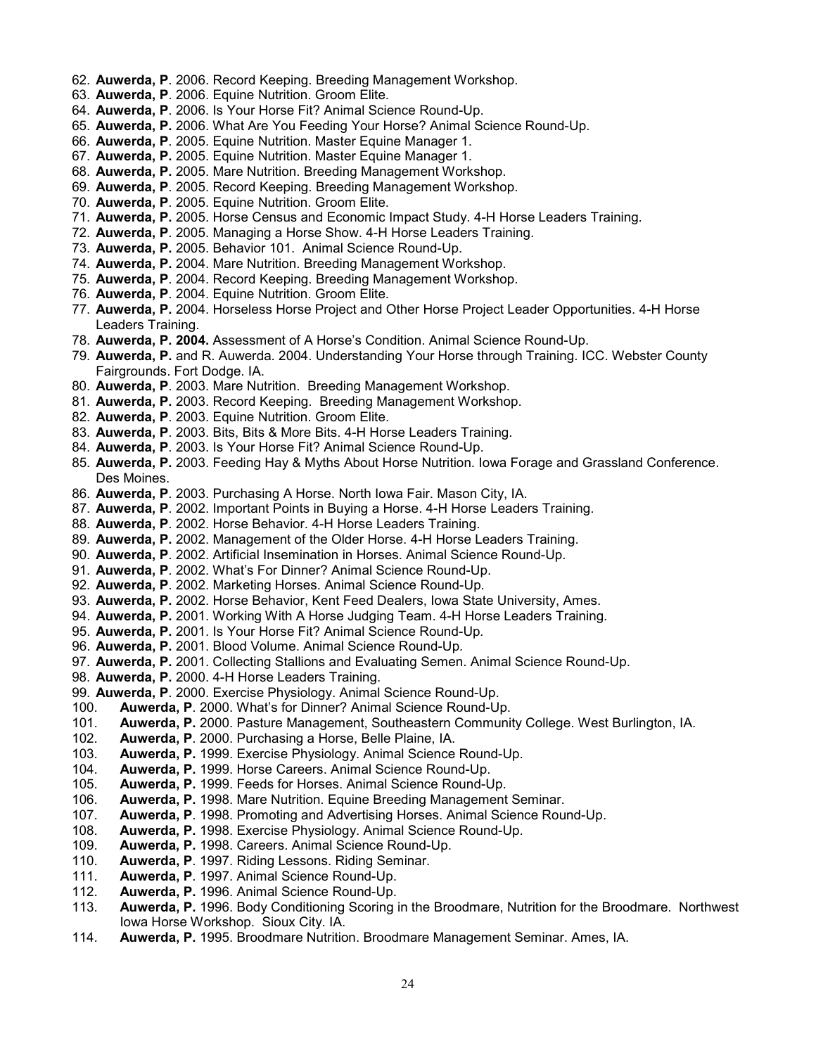62. **Auwerda, P**. 2006. Record Keeping. Breeding Management Workshop.
63. **Auwerda, P**. 2006. Equine Nutrition. Groom Elite.
64. **Auwerda, P**. 2006. Is Your Horse Fit? Animal Science Round-Up.
65. **Auwerda, P.** 2006. What Are You Feeding Your Horse? Animal Science Round-Up.
66. **Auwerda, P**. 2005. Equine Nutrition. Master Equine Manager 1.
67. **Auwerda, P.** 2005. Equine Nutrition. Master Equine Manager 1.
68. **Auwerda, P.** 2005. Mare Nutrition. Breeding Management Workshop.
69. **Auwerda, P**. 2005. Record Keeping. Breeding Management Workshop.
70. **Auwerda, P**. 2005. Equine Nutrition. Groom Elite.
71. **Auwerda, P.** 2005. Horse Census and Economic Impact Study. 4-H Horse Leaders Training.
72. **Auwerda, P**. 2005. Managing a Horse Show. 4-H Horse Leaders Training.
73. **Auwerda, P.** 2005. Behavior 101. Animal Science Round-Up.
74. **Auwerda, P.** 2004. Mare Nutrition. Breeding Management Workshop.
75. **Auwerda, P**. 2004. Record Keeping. Breeding Management Workshop.
76. **Auwerda, P**. 2004. Equine Nutrition. Groom Elite.
77. **Auwerda, P.** 2004. Horseless Horse Project and Other Horse Project Leader Opportunities. 4-H Horse Leaders Training.
78. **Auwerda, P. 2004.** Assessment of A Horse's Condition. Animal Science Round-Up.
79. **Auwerda, P.** and R. Auwerda. 2004. Understanding Your Horse through Training. ICC. Webster County Fairgrounds. Fort Dodge. IA.
80. **Auwerda, P**. 2003. Mare Nutrition. Breeding Management Workshop.
81. **Auwerda, P.** 2003. Record Keeping. Breeding Management Workshop.
82. **Auwerda, P**. 2003. Equine Nutrition. Groom Elite.
83. **Auwerda, P**. 2003. Bits, Bits & More Bits. 4-H Horse Leaders Training.
84. **Auwerda, P**. 2003. Is Your Horse Fit? Animal Science Round-Up.
85. **Auwerda, P.** 2003. Feeding Hay & Myths About Horse Nutrition. Iowa Forage and Grassland Conference. Des Moines.
86. **Auwerda, P**. 2003. Purchasing A Horse. North Iowa Fair. Mason City, IA.
87. **Auwerda, P**. 2002. Important Points in Buying a Horse. 4-H Horse Leaders Training.
88. **Auwerda, P**. 2002. Horse Behavior. 4-H Horse Leaders Training.
89. **Auwerda, P.** 2002. Management of the Older Horse. 4-H Horse Leaders Training.
90. **Auwerda, P**. 2002. Artificial Insemination in Horses. Animal Science Round-Up.
91. **Auwerda, P**. 2002. What's For Dinner? Animal Science Round-Up.
92. **Auwerda, P**. 2002. Marketing Horses. Animal Science Round-Up.
93. **Auwerda, P.** 2002. Horse Behavior, Kent Feed Dealers, Iowa State University, Ames.
94. **Auwerda, P.** 2001. Working With A Horse Judging Team. 4-H Horse Leaders Training.
95. **Auwerda, P.** 2001. Is Your Horse Fit? Animal Science Round-Up.
96. **Auwerda, P.** 2001. Blood Volume. Animal Science Round-Up.
97. **Auwerda, P.** 2001. Collecting Stallions and Evaluating Semen. Animal Science Round-Up.
98. **Auwerda, P.** 2000. 4-H Horse Leaders Training.
99. **Auwerda, P**. 2000. Exercise Physiology. Animal Science Round-Up.
100. **Auwerda, P**. 2000. What's for Dinner? Animal Science Round-Up.
101. **Auwerda, P.** 2000. Pasture Management, Southeastern Community College. West Burlington, IA.
102. **Auwerda, P**. 2000. Purchasing a Horse, Belle Plaine, IA.
103. **Auwerda, P.** 1999. Exercise Physiology. Animal Science Round-Up.
104. **Auwerda, P.** 1999. Horse Careers. Animal Science Round-Up.
105. **Auwerda, P.** 1999. Feeds for Horses. Animal Science Round-Up.
106. **Auwerda, P.** 1998. Mare Nutrition. Equine Breeding Management Seminar.
107. **Auwerda, P**. 1998. Promoting and Advertising Horses. Animal Science Round-Up.
108. **Auwerda, P.** 1998. Exercise Physiology. Animal Science Round-Up.
109. **Auwerda, P.** 1998. Careers. Animal Science Round-Up.
110. **Auwerda, P**. 1997. Riding Lessons. Riding Seminar.
111. **Auwerda, P**. 1997. Animal Science Round-Up.
112. **Auwerda, P.** 1996. Animal Science Round-Up.
113. **Auwerda, P.** 1996. Body Conditioning Scoring in the Broodmare, Nutrition for the Broodmare. Northwest Iowa Horse Workshop. Sioux City. IA.
114. **Auwerda, P.** 1995. Broodmare Nutrition. Broodmare Management Seminar. Ames, IA.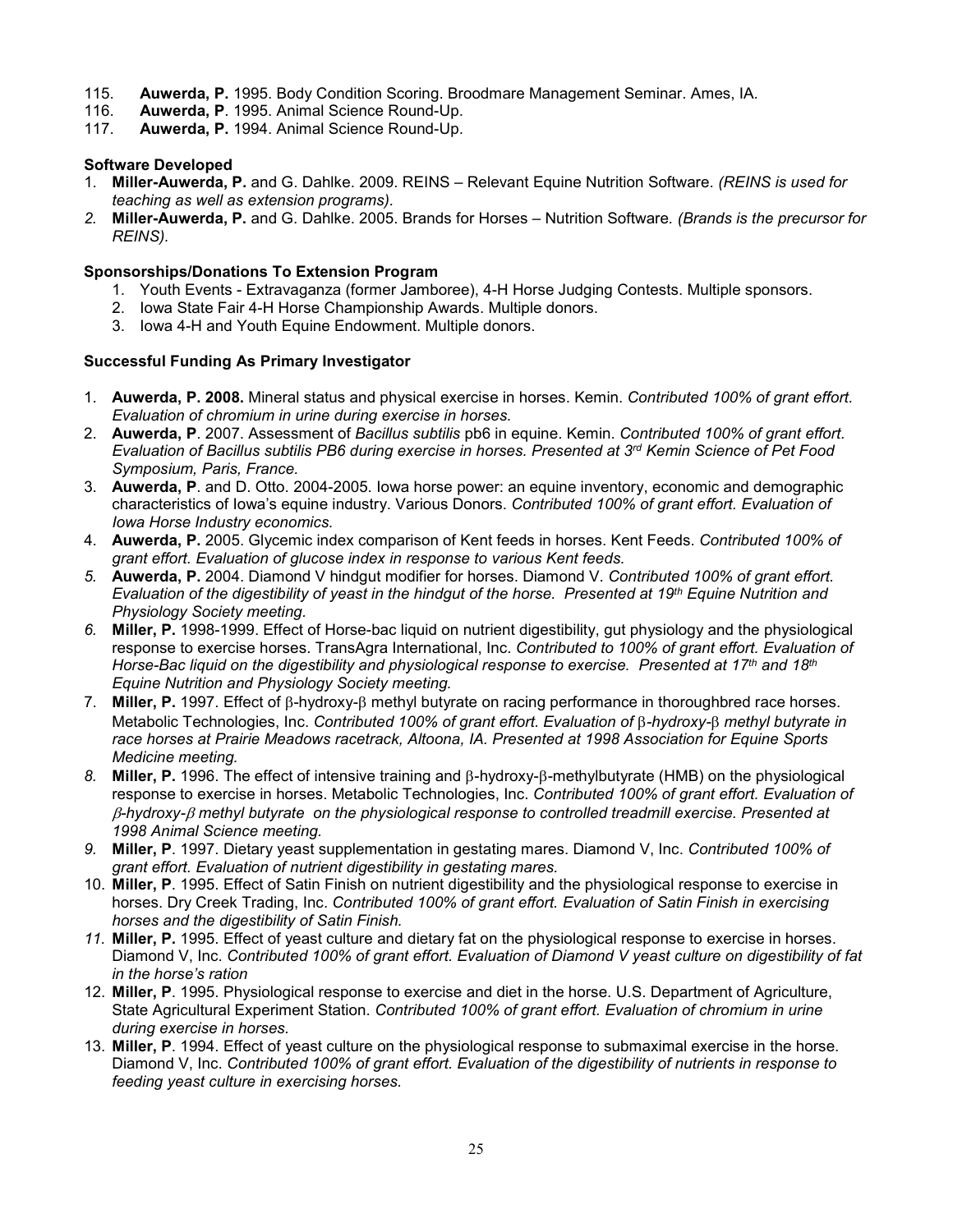115. **Auwerda, P.** 1995. Body Condition Scoring. Broodmare Management Seminar. Ames, IA.
116. **Auwerda, P**. 1995. Animal Science Round-Up.
117. **Auwerda, P.** 1994. Animal Science Round-Up.

**Software Developed**

1. **Miller-Auwerda, P.** and G. Dahlke. 2009. REINS – Relevant Equine Nutrition Software. *(REINS is used for teaching as well as extension programs).*
2. **Miller-Auwerda, P.** and G. Dahlke. 2005. Brands for Horses – Nutrition Software*. (Brands is the precursor for REINS).*

**Sponsorships/Donations To Extension Program**

1. Youth Events - Extravaganza (former Jamboree), 4-H Horse Judging Contests. Multiple sponsors.
2. Iowa State Fair 4-H Horse Championship Awards. Multiple donors.
3. Iowa 4-H and Youth Equine Endowment. Multiple donors.

**Successful Funding As Primary Investigator**

1. **Auwerda, P. 2008.** Mineral status and physical exercise in horses. Kemin. *Contributed 100% of grant effort. Evaluation of chromium in urine during exercise in horses.*
2. **Auwerda, P**. 2007. Assessment of *Bacillus subtilis* pb6 in equine. Kemin. *Contributed 100% of grant effort. Evaluation of Bacillus subtilis PB6 during exercise in horses. Presented at 3rd Kemin Science of Pet Food Symposium, Paris, France.*
3. **Auwerda, P**. and D. Otto. 2004-2005. Iowa horse power: an equine inventory, economic and demographic characteristics of Iowa's equine industry. Various Donors. *Contributed 100% of grant effort. Evaluation of Iowa Horse Industry economics.*
4. **Auwerda, P.** 2005. Glycemic index comparison of Kent feeds in horses. Kent Feeds. *Contributed 100% of grant effort. Evaluation of glucose index in response to various Kent feeds.*
5. **Auwerda, P.** 2004. Diamond V hindgut modifier for horses. Diamond V. *Contributed 100% of grant effort. Evaluation of the digestibility of yeast in the hindgut of the horse. Presented at 19th Equine Nutrition and Physiology Society meeting.*
6. **Miller, P.** 1998-1999. Effect of Horse-bac liquid on nutrient digestibility, gut physiology and the physiological response to exercise horses. TransAgra International, Inc. *Contributed to 100% of grant effort. Evaluation of Horse-Bac liquid on the digestibility and physiological response to exercise. Presented at 17th and 18th Equine Nutrition and Physiology Society meeting.*
7. **Miller, P.** 1997. Effect of β-hydroxy-β methyl butyrate on racing performance in thoroughbred race horses. Metabolic Technologies, Inc. *Contributed 100% of grant effort. Evaluation of β-hydroxy-β methyl butyrate in race horses at Prairie Meadows racetrack, Altoona, IA. Presented at 1998 Association for Equine Sports Medicine meeting.*
8. **Miller, P.** 1996. The effect of intensive training and β-hydroxy-β-methylbutyrate (HMB) on the physiological response to exercise in horses. Metabolic Technologies, Inc. *Contributed 100% of grant effort. Evaluation of β-hydroxy-β methyl butyrate on the physiological response to controlled treadmill exercise. Presented at 1998 Animal Science meeting.*
9. **Miller, P**. 1997. Dietary yeast supplementation in gestating mares. Diamond V, Inc. *Contributed 100% of grant effort. Evaluation of nutrient digestibility in gestating mares.*
10. **Miller, P**. 1995. Effect of Satin Finish on nutrient digestibility and the physiological response to exercise in horses. Dry Creek Trading, Inc. *Contributed 100% of grant effort. Evaluation of Satin Finish in exercising horses and the digestibility of Satin Finish.*
11. **Miller, P.** 1995. Effect of yeast culture and dietary fat on the physiological response to exercise in horses. Diamond V, Inc. *Contributed 100% of grant effort. Evaluation of Diamond V yeast culture on digestibility of fat in the horse's ration*
12. **Miller, P**. 1995. Physiological response to exercise and diet in the horse. U.S. Department of Agriculture, State Agricultural Experiment Station. *Contributed 100% of grant effort. Evaluation of chromium in urine during exercise in horses.*
13. **Miller, P**. 1994. Effect of yeast culture on the physiological response to submaximal exercise in the horse. Diamond V, Inc. *Contributed 100% of grant effort. Evaluation of the digestibility of nutrients in response to feeding yeast culture in exercising horses.*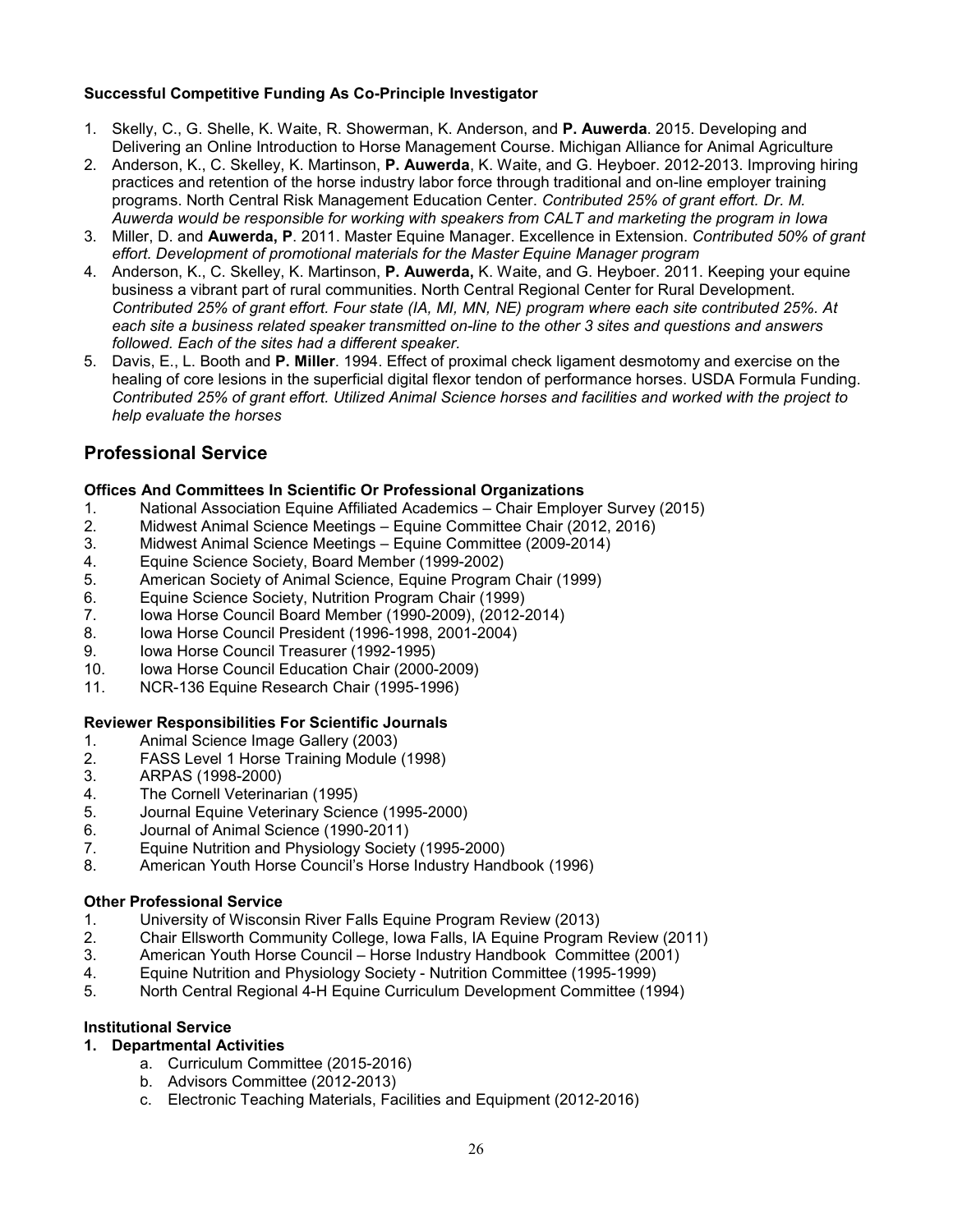**Successful Competitive Funding As Co-Principle Investigator**

1. Skelly, C., G. Shelle, K. Waite, R. Showerman, K. Anderson, and **P. Auwerda**. 2015. Developing and Delivering an Online Introduction to Horse Management Course. Michigan Alliance for Animal Agriculture
2. Anderson, K., C. Skelley, K. Martinson, **P. Auwerda**, K. Waite, and G. Heyboer. 2012-2013. Improving hiring practices and retention of the horse industry labor force through traditional and on-line employer training programs. North Central Risk Management Education Center. *Contributed 25% of grant effort. Dr. M. Auwerda would be responsible for working with speakers from CALT and marketing the program in Iowa*
3. Miller, D. and **Auwerda, P**. 2011. Master Equine Manager. Excellence in Extension. *Contributed 50% of grant effort. Development of promotional materials for the Master Equine Manager program*
4. Anderson, K., C. Skelley, K. Martinson, **P. Auwerda,** K. Waite, and G. Heyboer. 2011. Keeping your equine business a vibrant part of rural communities. North Central Regional Center for Rural Development. *Contributed 25% of grant effort. Four state (IA, MI, MN, NE) program where each site contributed 25%. At each site a business related speaker transmitted on-line to the other 3 sites and questions and answers followed. Each of the sites had a different speaker.*
5. Davis, E., L. Booth and **P. Miller**. 1994. Effect of proximal check ligament desmotomy and exercise on the healing of core lesions in the superficial digital flexor tendon of performance horses. USDA Formula Funding. *Contributed 25% of grant effort. Utilized Animal Science horses and facilities and worked with the project to help evaluate the horses*

## Professional Service

**Offices And Committees In Scientific Or Professional Organizations**

1. National Association Equine Affiliated Academics – Chair Employer Survey (2015)
2. Midwest Animal Science Meetings – Equine Committee Chair (2012, 2016)
3. Midwest Animal Science Meetings – Equine Committee (2009-2014)
4. Equine Science Society, Board Member (1999-2002)
5. American Society of Animal Science, Equine Program Chair (1999)
6. Equine Science Society, Nutrition Program Chair (1999)
7. Iowa Horse Council Board Member (1990-2009), (2012-2014)
8. Iowa Horse Council President (1996-1998, 2001-2004)
9. Iowa Horse Council Treasurer (1992-1995)
10. Iowa Horse Council Education Chair (2000-2009)
11. NCR-136 Equine Research Chair (1995-1996)

**Reviewer Responsibilities For Scientific Journals**

1. Animal Science Image Gallery (2003)
2. FASS Level 1 Horse Training Module (1998)
3. ARPAS (1998-2000)
4. The Cornell Veterinarian (1995)
5. Journal Equine Veterinary Science (1995-2000)
6. Journal of Animal Science (1990-2011)
7. Equine Nutrition and Physiology Society (1995-2000)
8. American Youth Horse Council's Horse Industry Handbook (1996)

**Other Professional Service**

1. University of Wisconsin River Falls Equine Program Review (2013)
2. Chair Ellsworth Community College, Iowa Falls, IA Equine Program Review (2011)
3. American Youth Horse Council – Horse Industry Handbook Committee (2001)
4. Equine Nutrition and Physiology Society - Nutrition Committee (1995-1999)
5. North Central Regional 4-H Equine Curriculum Development Committee (1994)

**Institutional Service**

**1. Departmental Activities**

a. Curriculum Committee (2015-2016)
b. Advisors Committee (2012-2013)
c. Electronic Teaching Materials, Facilities and Equipment (2012-2016)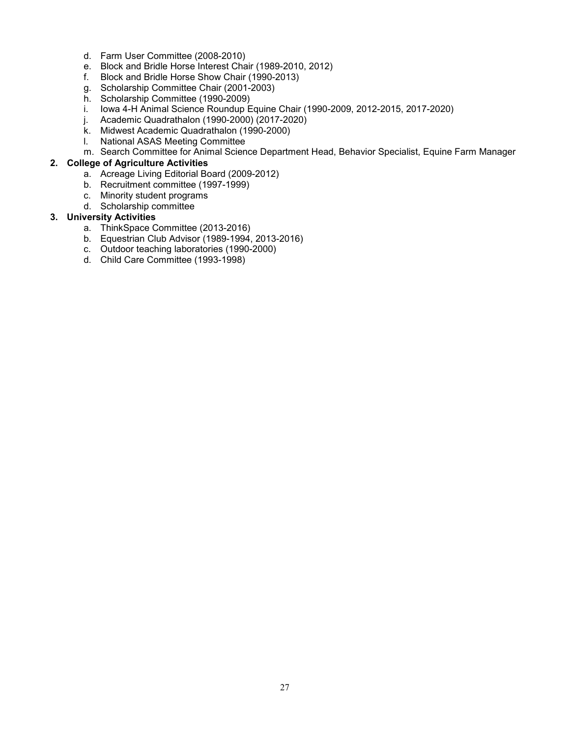d. Farm User Committee (2008-2010)
e. Block and Bridle Horse Interest Chair (1989-2010, 2012)
f. Block and Bridle Horse Show Chair (1990-2013)
g. Scholarship Committee Chair (2001-2003)
h. Scholarship Committee (1990-2009)
i. Iowa 4-H Animal Science Roundup Equine Chair (1990-2009, 2012-2015, 2017-2020)
j. Academic Quadrathalon (1990-2000) (2017-2020)
k. Midwest Academic Quadrathalon (1990-2000)
l. National ASAS Meeting Committee
m. Search Committee for Animal Science Department Head, Behavior Specialist, Equine Farm Manager

**2. College of Agriculture Activities**

a. Acreage Living Editorial Board (2009-2012)
b. Recruitment committee (1997-1999)
c. Minority student programs
d. Scholarship committee

**3. University Activities**

a. ThinkSpace Committee (2013-2016)
b. Equestrian Club Advisor (1989-1994, 2013-2016)
c. Outdoor teaching laboratories (1990-2000)
d. Child Care Committee (1993-1998)